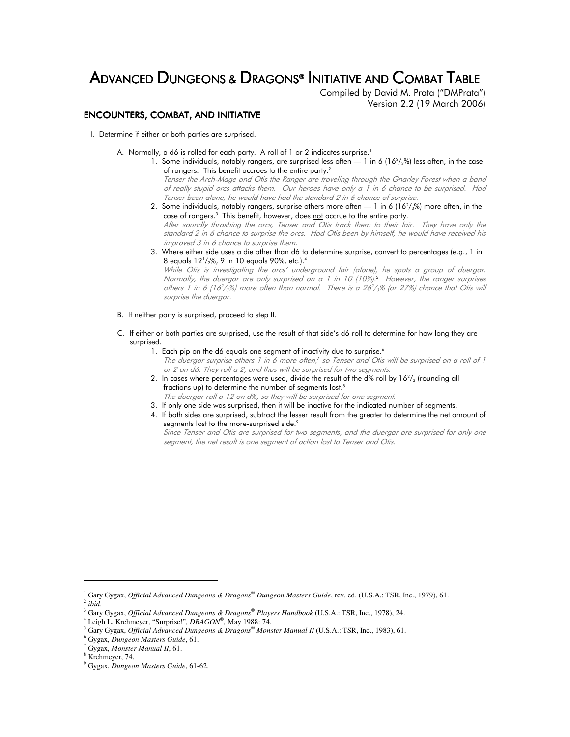# ADVANCED DUNGEONS & DRAGONS® INITIATIVE AND COMBAT TABLE

Compiled by David M. Prata ("DMPrata")
Version 2.2 (19 March 2006)

## ENCOUNTERS, COMBAT, AND INITIATIVE

I. Determine if either or both parties are surprised.

A. Normally, a d6 is rolled for each party. A roll of 1 or 2 indicates surprise.[1]

1. Some individuals, notably rangers, are surprised less often — 1 in 6 ($16^2/_3$%) less often, in the case of rangers. This benefit accrues to the entire party.[2]

   *Tenser the Arch-Mage and Otis the Ranger are traveling through the Gnarley Forest when a band of really stupid orcs attacks them. Our heroes have only a 1 in 6 chance to be surprised. Had Tenser been alone, he would have had the standard 2 in 6 chance of surprise.*

2. Some individuals, notably rangers, surprise others more often — 1 in 6 ($16^2/_3$%) more often, in the case of rangers.[3] This benefit, however, does <u>not</u> accrue to the entire party.

   *After soundly thrashing the orcs, Tenser and Otis track them to their lair. They have only the standard 2 in 6 chance to surprise the orcs. Had Otis been by himself, he would have received his improved 3 in 6 chance to surprise them.*

3. Where either side uses a die other than d6 to determine surprise, convert to percentages (e.g., 1 in 8 equals $12^1/_2$%, 9 in 10 equals 90%, etc.).[4]

   *While Otis is investigating the orcs' underground lair (alone), he spots a group of duergar. Normally, the duergar are only surprised on a 1 in 10 (10%).[5] However, the ranger surprises others 1 in 6 ($16^2/_3$%) more often than normal. There is a $26^2/_3$% (or 27%) chance that Otis will surprise the duergar.*

B. If neither party is surprised, proceed to step II.

C. If either or both parties are surprised, use the result of that side's d6 roll to determine for how long they are surprised.

1. Each pip on the d6 equals one segment of inactivity due to surprise.[6]

   *The duergar surprise others 1 in 6 more often,[7] so Tenser and Otis will be surprised on a roll of 1 or 2 on d6. They roll a 2, and thus will be surprised for two segments.*

2. In cases where percentages were used, divide the result of the d% roll by $16^2/_3$ (rounding all fractions up) to determine the number of segments lost.[8]

   *The duergar roll a 12 on d%, so they will be surprised for one segment.*

3. If only one side was surprised, then it will be inactive for the indicated number of segments.

4. If both sides are surprised, subtract the lesser result from the greater to determine the net amount of segments lost to the more-surprised side.[9]

   *Since Tenser and Otis are surprised for two segments, and the duergar are surprised for only one segment, the net result is one segment of action lost to Tenser and Otis.*

---

[1] Gary Gygax, *Official Advanced Dungeons & Dragons® Dungeon Masters Guide*, rev. ed. (U.S.A.: TSR, Inc., 1979), 61.
[2] *ibid*.
[3] Gary Gygax, *Official Advanced Dungeons & Dragons® Players Handbook* (U.S.A.: TSR, Inc., 1978), 24.
[4] Leigh L. Krehmeyer, "Surprise!", *DRAGON®*, May 1988: 74.
[5] Gary Gygax, *Official Advanced Dungeons & Dragons® Monster Manual II* (U.S.A.: TSR, Inc., 1983), 61.
[6] Gygax, *Dungeon Masters Guide*, 61.
[7] Gygax, *Monster Manual II*, 61.
[8] Krehmeyer, 74.
[9] Gygax, *Dungeon Masters Guide*, 61-62.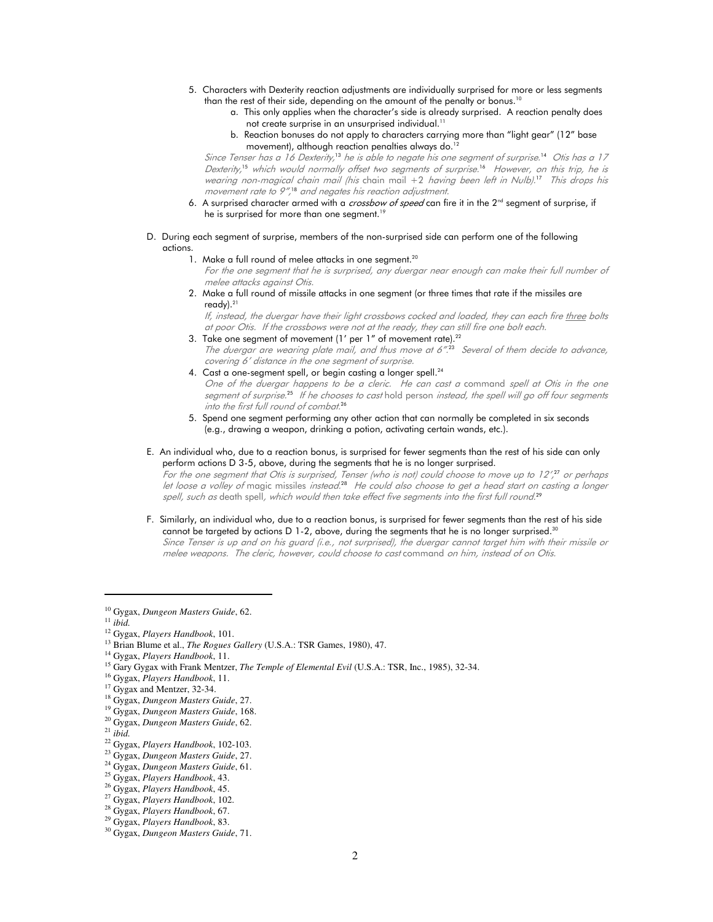5. Characters with Dexterity reaction adjustments are individually surprised for more or less segments than the rest of their side, depending on the amount of the penalty or bonus.[10]
    a. This only applies when the character's side is already surprised. A reaction penalty does not create surprise in an unsurprised individual.[11]
    b. Reaction bonuses do not apply to characters carrying more than "light gear" (12" base movement), although reaction penalties always do.[12]

    *Since Tenser has a 16 Dexterity,[13] he is able to negate his one segment of surprise.[14] Otis has a 17 Dexterity,[15] which would normally offset two segments of surprise.[16] However, on this trip, he is wearing non-magical chain mail (his* chain mail +2 *having been left in Nulb).[17] This drops his movement rate to 9",[18] and negates his reaction adjustment.*

6. A surprised character armed with a *crossbow of speed* can fire it in the 2nd segment of surprise, if he is surprised for more than one segment.[19]

D. During each segment of surprise, members of the non-surprised side can perform one of the following actions.

1. Make a full round of melee attacks in one segment.[20]

    *For the one segment that he is surprised, any duergar near enough can make their full number of melee attacks against Otis.*

2. Make a full round of missile attacks in one segment (or three times that rate if the missiles are ready).[21]

    *If, instead, the duergar have their light crossbows cocked and loaded, they can each fire three bolts at poor Otis. If the crossbows were not at the ready, they can still fire one bolt each.*

3. Take one segment of movement (1' per 1" of movement rate).[22]

    *The duergar are wearing plate mail, and thus move at 6".[23] Several of them decide to advance, covering 6' distance in the one segment of surprise.*

4. Cast a one-segment spell, or begin casting a longer spell.[24]

    *One of the duergar happens to be a cleric. He can cast a* command *spell at Otis in the one segment of surprise.[25] If he chooses to cast* hold person *instead, the spell will go off four segments into the first full round of combat.[26]*

5. Spend one segment performing any other action that can normally be completed in six seconds (e.g., drawing a weapon, drinking a potion, activating certain wands, etc.).

E. An individual who, due to a reaction bonus, is surprised for fewer segments than the rest of his side can only perform actions D 3-5, above, during the segments that he is no longer surprised.

*For the one segment that Otis is surprised, Tenser (who is not) could choose to move up to 12',[27] or perhaps let loose a volley of* magic missiles *instead.[28] He could also choose to get a head start on casting a longer spell, such as* death spell, *which would then take effect five segments into the first full round.[29]*

F. Similarly, an individual who, due to a reaction bonus, is surprised for fewer segments than the rest of his side cannot be targeted by actions D 1-2, above, during the segments that he is no longer surprised.[30]

*Since Tenser is up and on his guard (i.e., not surprised), the duergar cannot target him with their missile or melee weapons. The cleric, however, could choose to cast* command *on him, instead of on Otis.*

---

[10] Gygax, *Dungeon Masters Guide*, 62.
[11] *ibid.*
[12] Gygax, *Players Handbook*, 101.
[13] Brian Blume et al., *The Rogues Gallery* (U.S.A.: TSR Games, 1980), 47.
[14] Gygax, *Players Handbook*, 11.
[15] Gary Gygax with Frank Mentzer, *The Temple of Elemental Evil* (U.S.A.: TSR, Inc., 1985), 32-34.
[16] Gygax, *Players Handbook*, 11.
[17] Gygax and Mentzer, 32-34.
[18] Gygax, *Dungeon Masters Guide*, 27.
[19] Gygax, *Dungeon Masters Guide*, 168.
[20] Gygax, *Dungeon Masters Guide*, 62.
[21] *ibid.*
[22] Gygax, *Players Handbook*, 102-103.
[23] Gygax, *Dungeon Masters Guide*, 27.
[24] Gygax, *Dungeon Masters Guide*, 61.
[25] Gygax, *Players Handbook*, 43.
[26] Gygax, *Players Handbook*, 45.
[27] Gygax, *Players Handbook*, 102.
[28] Gygax, *Players Handbook*, 67.
[29] Gygax, *Players Handbook*, 83.
[30] Gygax, *Dungeon Masters Guide*, 71.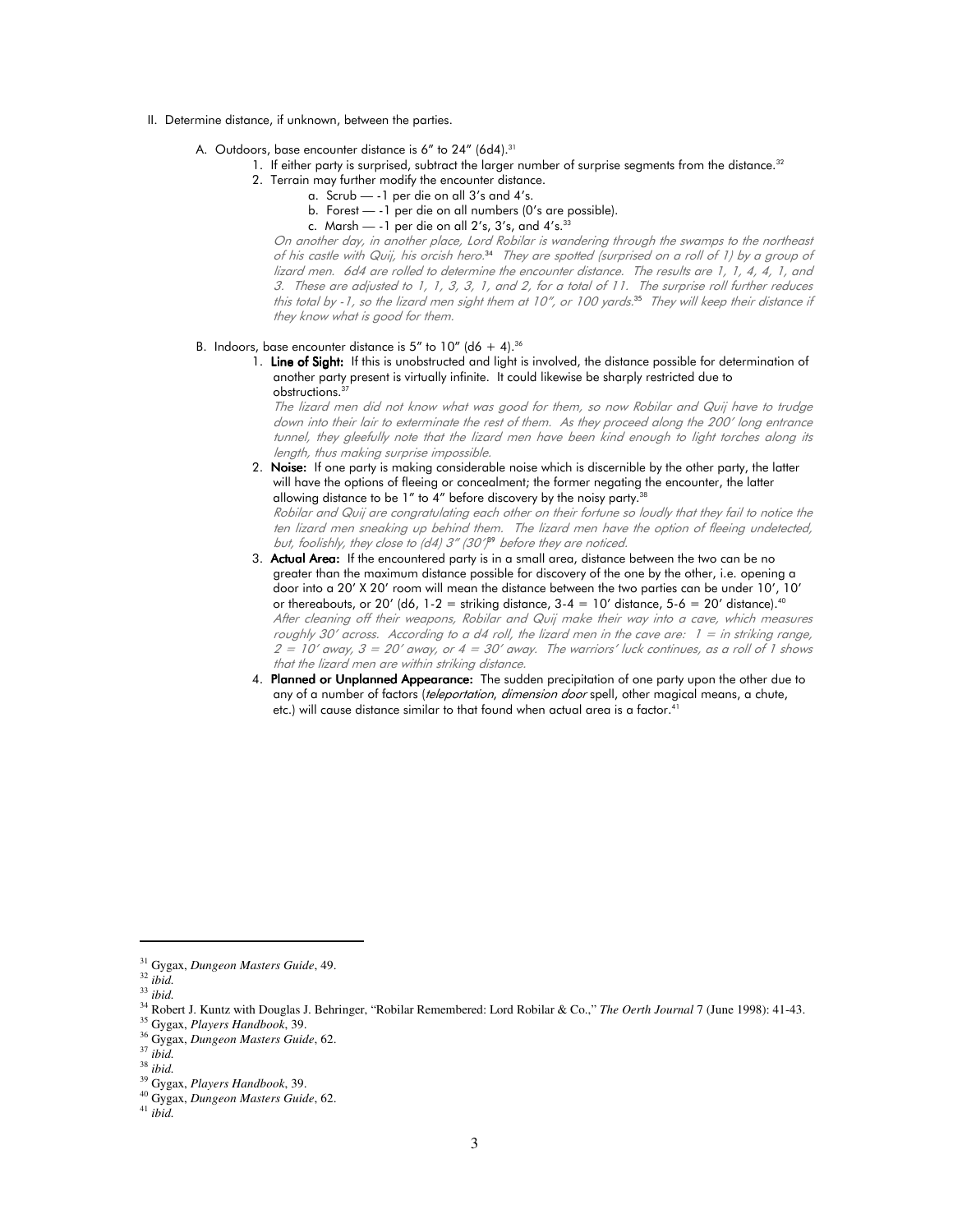II. Determine distance, if unknown, between the parties.

  A. Outdoors, base encounter distance is 6" to 24" (6d4).[31]

    1. If either party is surprised, subtract the larger number of surprise segments from the distance.[32]
    2. Terrain may further modify the encounter distance.
      a. Scrub — -1 per die on all 3's and 4's.
      b. Forest — -1 per die on all numbers (0's are possible).
      c. Marsh — -1 per die on all 2's, 3's, and 4's.[33]

    *On another day, in another place, Lord Robilar is wandering through the swamps to the northeast of his castle with Quij, his orcish hero.[34] They are spotted (surprised on a roll of 1) by a group of lizard men. 6d4 are rolled to determine the encounter distance. The results are 1, 1, 4, 4, 1, and 3. These are adjusted to 1, 1, 3, 3, 1, and 2, for a total of 11. The surprise roll further reduces this total by -1, so the lizard men sight them at 10", or 100 yards.[35] They will keep their distance if they know what is good for them.*

  B. Indoors, base encounter distance is 5" to 10" (d6 + 4).[36]

    1. **Line of Sight:** If this is unobstructed and light is involved, the distance possible for determination of another party present is virtually infinite. It could likewise be sharply restricted due to obstructions.[37]
    *The lizard men did not know what was good for them, so now Robilar and Quij have to trudge down into their lair to exterminate the rest of them. As they proceed along the 200' long entrance tunnel, they gleefully note that the lizard men have been kind enough to light torches along its length, thus making surprise impossible.*
    2. **Noise:** If one party is making considerable noise which is discernible by the other party, the latter will have the options of fleeing or concealment; the former negating the encounter, the latter allowing distance to be 1" to 4" before discovery by the noisy party.[38]
    *Robilar and Quij are congratulating each other on their fortune so loudly that they fail to notice the ten lizard men sneaking up behind them. The lizard men have the option of fleeing undetected, but, foolishly, they close to (d4) 3" (30')[39] before they are noticed.*
    3. **Actual Area:** If the encountered party is in a small area, distance between the two can be no greater than the maximum distance possible for discovery of the one by the other, i.e. opening a door into a 20' X 20' room will mean the distance between the two parties can be under 10', 10' or thereabouts, or 20' (d6, 1-2 = striking distance, 3-4 = 10' distance, 5-6 = 20' distance).[40]
    *After cleaning off their weapons, Robilar and Quij make their way into a cave, which measures roughly 30' across. According to a d4 roll, the lizard men in the cave are: 1 = in striking range, 2 = 10' away, 3 = 20' away, or 4 = 30' away. The warriors' luck continues, as a roll of 1 shows that the lizard men are within striking distance.*
    4. **Planned or Unplanned Appearance:** The sudden precipitation of one party upon the other due to any of a number of factors (*teleportation*, *dimension door* spell, other magical means, a chute, etc.) will cause distance similar to that found when actual area is a factor.[41]

---

[31] Gygax, *Dungeon Masters Guide*, 49.
[32] *ibid.*
[33] *ibid.*
[34] Robert J. Kuntz with Douglas J. Behringer, "Robilar Remembered: Lord Robilar & Co.," *The Oerth Journal* 7 (June 1998): 41-43.
[35] Gygax, *Players Handbook*, 39.
[36] Gygax, *Dungeon Masters Guide*, 62.
[37] *ibid.*
[38] *ibid.*
[39] Gygax, *Players Handbook*, 39.
[40] Gygax, *Dungeon Masters Guide*, 62.
[41] *ibid.*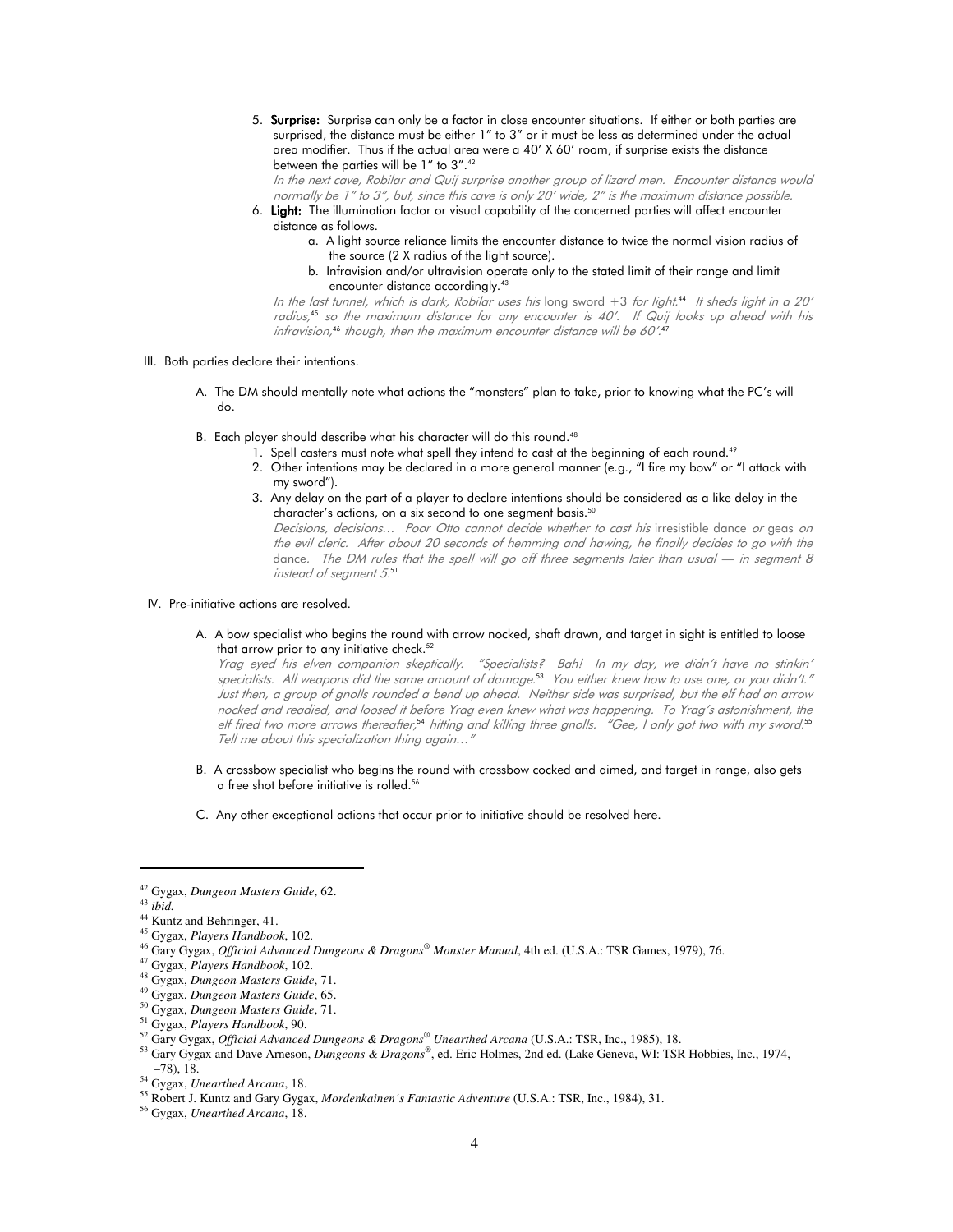5. **Surprise:** Surprise can only be a factor in close encounter situations. If either or both parties are surprised, the distance must be either 1" to 3" or it must be less as determined under the actual area modifier. Thus if the actual area were a 40' X 60' room, if surprise exists the distance between the parties will be 1" to 3".[42]

   *In the next cave, Robilar and Quij surprise another group of lizard men. Encounter distance would normally be 1" to 3", but, since this cave is only 20' wide, 2" is the maximum distance possible.*

6. **Light:** The illumination factor or visual capability of the concerned parties will affect encounter distance as follows.
   a. A light source reliance limits the encounter distance to twice the normal vision radius of the source (2 X radius of the light source).
   b. Infravision and/or ultravision operate only to the stated limit of their range and limit encounter distance accordingly.[43]

   *In the last tunnel, which is dark, Robilar uses his* long sword +3 *for light.*[44] *It sheds light in a 20' radius,*[45] *so the maximum distance for any encounter is 40'. If Quij looks up ahead with his infravision,*[46] *though, then the maximum encounter distance will be 60'.*[47]

III. Both parties declare their intentions.

A. The DM should mentally note what actions the "monsters" plan to take, prior to knowing what the PC's will do.

B. Each player should describe what his character will do this round.[48]
   1. Spell casters must note what spell they intend to cast at the beginning of each round.[49]
   2. Other intentions may be declared in a more general manner (e.g., "I fire my bow" or "I attack with my sword").
   3. Any delay on the part of a player to declare intentions should be considered as a like delay in the character's actions, on a six second to one segment basis.[50]

   *Decisions, decisions… Poor Otto cannot decide whether to cast his* irresistible dance *or* geas *on the evil cleric. After about 20 seconds of hemming and hawing, he finally decides to go with the* dance. *The DM rules that the spell will go off three segments later than usual — in segment 8 instead of segment 5.*[51]

IV. Pre-initiative actions are resolved.

A. A bow specialist who begins the round with arrow nocked, shaft drawn, and target in sight is entitled to loose that arrow prior to any initiative check.[52]

   *Yrag eyed his elven companion skeptically. "Specialists? Bah! In my day, we didn't have no stinkin' specialists. All weapons did the same amount of damage.*[53] *You either knew how to use one, or you didn't." Just then, a group of gnolls rounded a bend up ahead. Neither side was surprised, but the elf had an arrow nocked and readied, and loosed it before Yrag even knew what was happening. To Yrag's astonishment, the elf fired two more arrows thereafter,*[54] *hitting and killing three gnolls. "Gee, I only got two with my sword.*[55] *Tell me about this specialization thing again…"*

B. A crossbow specialist who begins the round with crossbow cocked and aimed, and target in range, also gets a free shot before initiative is rolled.[56]

C. Any other exceptional actions that occur prior to initiative should be resolved here.

---

[42] Gygax, *Dungeon Masters Guide*, 62.
[43] *ibid.*
[44] Kuntz and Behringer, 41.
[45] Gygax, *Players Handbook*, 102.
[46] Gary Gygax, *Official Advanced Dungeons & Dragons® Monster Manual*, 4th ed. (U.S.A.: TSR Games, 1979), 76.
[47] Gygax, *Players Handbook*, 102.
[48] Gygax, *Dungeon Masters Guide*, 71.
[49] Gygax, *Dungeon Masters Guide*, 65.
[50] Gygax, *Dungeon Masters Guide*, 71.
[51] Gygax, *Players Handbook*, 90.
[52] Gary Gygax, *Official Advanced Dungeons & Dragons® Unearthed Arcana* (U.S.A.: TSR, Inc., 1985), 18.
[53] Gary Gygax and Dave Arneson, *Dungeons & Dragons®*, ed. Eric Holmes, 2nd ed. (Lake Geneva, WI: TSR Hobbies, Inc., 1974, –78), 18.
[54] Gygax, *Unearthed Arcana*, 18.
[55] Robert J. Kuntz and Gary Gygax, *Mordenkainen's Fantastic Adventure* (U.S.A.: TSR, Inc., 1984), 31.
[56] Gygax, *Unearthed Arcana*, 18.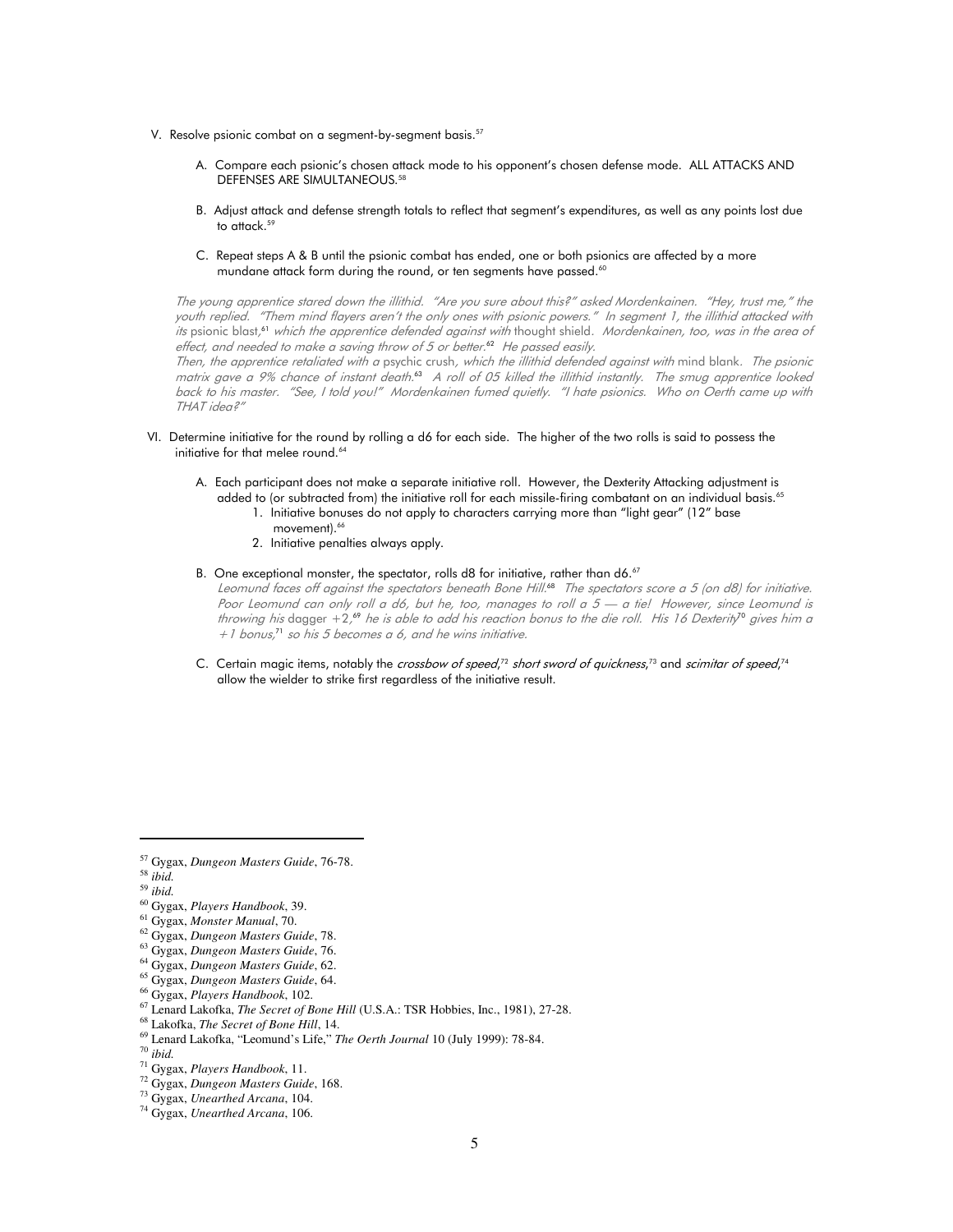V. Resolve psionic combat on a segment-by-segment basis.[57]

   A. Compare each psionic's chosen attack mode to his opponent's chosen defense mode. ALL ATTACKS AND DEFENSES ARE SIMULTANEOUS.[58]

   B. Adjust attack and defense strength totals to reflect that segment's expenditures, as well as any points lost due to attack.[59]

   C. Repeat steps A & B until the psionic combat has ended, one or both psionics are affected by a more mundane attack form during the round, or ten segments have passed.[60]

*The young apprentice stared down the illithid. "Are you sure about this?" asked Mordenkainen. "Hey, trust me," the youth replied. "Them mind flayers aren't the only ones with psionic powers." In segment 1, the illithid attacked with its* psionic blast,[61] *which the apprentice defended against with* thought shield. *Mordenkainen, too, was in the area of effect, and needed to make a saving throw of 5 or better.*[62] *He passed easily.*
*Then, the apprentice retaliated with a* psychic crush, *which the illithid defended against with* mind blank. *The psionic matrix gave a 9% chance of instant death.*[63] *A roll of 05 killed the illithid instantly. The smug apprentice looked back to his master. "See, I told you!" Mordenkainen fumed quietly. "I hate psionics. Who on Oerth came up with THAT idea?"*

VI. Determine initiative for the round by rolling a d6 for each side. The higher of the two rolls is said to possess the initiative for that melee round.[64]

   A. Each participant does not make a separate initiative roll. However, the Dexterity Attacking adjustment is added to (or subtracted from) the initiative roll for each missile-firing combatant on an individual basis.[65]
      1. Initiative bonuses do not apply to characters carrying more than "light gear" (12" base movement).[66]
      2. Initiative penalties always apply.

   B. One exceptional monster, the spectator, rolls d8 for initiative, rather than d6.[67]
   *Leomund faces off against the spectators beneath Bone Hill.*[68] *The spectators score a 5 (on d8) for initiative. Poor Leomund can only roll a d6, but he, too, manages to roll a 5 — a tie! However, since Leomund is throwing his* dagger +2,[69] *he is able to add his reaction bonus to the die roll. His 16 Dexterity*[70] *gives him a +1 bonus,*[71] *so his 5 becomes a 6, and he wins initiative.*

   C. Certain magic items, notably the *crossbow of speed*,[72] *short sword of quickness*,[73] and *scimitar of speed*,[74] allow the wielder to strike first regardless of the initiative result.

---

[57] Gygax, *Dungeon Masters Guide*, 76-78.
[58] *ibid.*
[59] *ibid.*
[60] Gygax, *Players Handbook*, 39.
[61] Gygax, *Monster Manual*, 70.
[62] Gygax, *Dungeon Masters Guide*, 78.
[63] Gygax, *Dungeon Masters Guide*, 76.
[64] Gygax, *Dungeon Masters Guide*, 62.
[65] Gygax, *Dungeon Masters Guide*, 64.
[66] Gygax, *Players Handbook*, 102.
[67] Lenard Lakofka, *The Secret of Bone Hill* (U.S.A.: TSR Hobbies, Inc., 1981), 27-28.
[68] Lakofka, *The Secret of Bone Hill*, 14.
[69] Lenard Lakofka, "Leomund's Life," *The Oerth Journal* 10 (July 1999): 78-84.
[70] *ibid.*
[71] Gygax, *Players Handbook*, 11.
[72] Gygax, *Dungeon Masters Guide*, 168.
[73] Gygax, *Unearthed Arcana*, 104.
[74] Gygax, *Unearthed Arcana*, 106.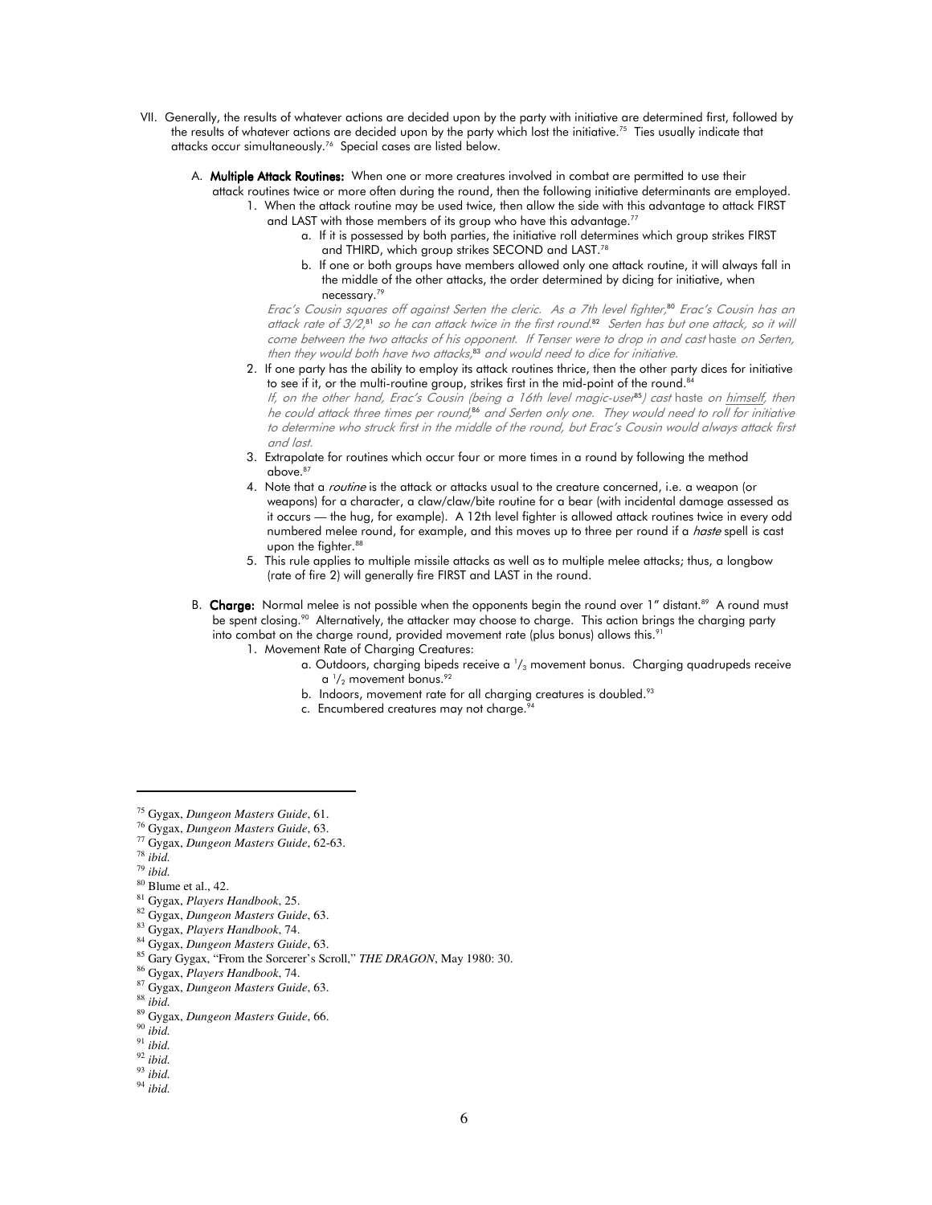VII. Generally, the results of whatever actions are decided upon by the party with initiative are determined first, followed by the results of whatever actions are decided upon by the party which lost the initiative.[75] Ties usually indicate that attacks occur simultaneously.[76] Special cases are listed below.

A. **Multiple Attack Routines:** When one or more creatures involved in combat are permitted to use their attack routines twice or more often during the round, then the following initiative determinants are employed.

1. When the attack routine may be used twice, then allow the side with this advantage to attack FIRST and LAST with those members of its group who have this advantage.[77]
   a. If it is possessed by both parties, the initiative roll determines which group strikes FIRST and THIRD, which group strikes SECOND and LAST.[78]
   b. If one or both groups have members allowed only one attack routine, it will always fall in the middle of the other attacks, the order determined by dicing for initiative, when necessary.[79]

   *Erac's Cousin squares off against Serten the cleric. As a 7th level fighter,[80] Erac's Cousin has an attack rate of 3/2,[81] so he can attack twice in the first round.[82] Serten has but one attack, so it will come between the two attacks of his opponent. If Tenser were to drop in and cast* haste *on Serten, then they would both have two attacks,[83] and would need to dice for initiative.*

2. If one party has the ability to employ its attack routines thrice, then the other party dices for initiative to see if it, or the multi-routine group, strikes first in the mid-point of the round.[84]

   *If, on the other hand, Erac's Cousin (being a 16th level magic-user[85]) cast* haste *on himself, then he could attack three times per round,[86] and Serten only one. They would need to roll for initiative to determine who struck first in the middle of the round, but Erac's Cousin would always attack first and last.*

3. Extrapolate for routines which occur four or more times in a round by following the method above.[87]

4. Note that a *routine* is the attack or attacks usual to the creature concerned, i.e. a weapon (or weapons) for a character, a claw/claw/bite routine for a bear (with incidental damage assessed as it occurs — the hug, for example). A 12th level fighter is allowed attack routines twice in every odd numbered melee round, for example, and this moves up to three per round if a *haste* spell is cast upon the fighter.[88]

5. This rule applies to multiple missile attacks as well as to multiple melee attacks; thus, a longbow (rate of fire 2) will generally fire FIRST and LAST in the round.

B. **Charge:** Normal melee is not possible when the opponents begin the round over 1" distant.[89] A round must be spent closing.[90] Alternatively, the attacker may choose to charge. This action brings the charging party into combat on the charge round, provided movement rate (plus bonus) allows this.[91]

1. Movement Rate of Charging Creatures:
   a. Outdoors, charging bipeds receive a $^1/_3$ movement bonus. Charging quadrupeds receive a $^1/_2$ movement bonus.[92]
   b. Indoors, movement rate for all charging creatures is doubled.[93]
   c. Encumbered creatures may not charge.[94]

---

[75] Gygax, *Dungeon Masters Guide*, 61.
[76] Gygax, *Dungeon Masters Guide*, 63.
[77] Gygax, *Dungeon Masters Guide*, 62-63.
[78] *ibid.*
[79] *ibid.*
[80] Blume et al., 42.
[81] Gygax, *Players Handbook*, 25.
[82] Gygax, *Dungeon Masters Guide*, 63.
[83] Gygax, *Players Handbook*, 74.
[84] Gygax, *Dungeon Masters Guide*, 63.
[85] Gary Gygax, "From the Sorcerer's Scroll," *THE DRAGON*, May 1980: 30.
[86] Gygax, *Players Handbook*, 74.
[87] Gygax, *Dungeon Masters Guide*, 63.
[88] *ibid.*
[89] Gygax, *Dungeon Masters Guide*, 66.
[90] *ibid.*
[91] *ibid.*
[92] *ibid.*
[93] *ibid.*
[94] *ibid.*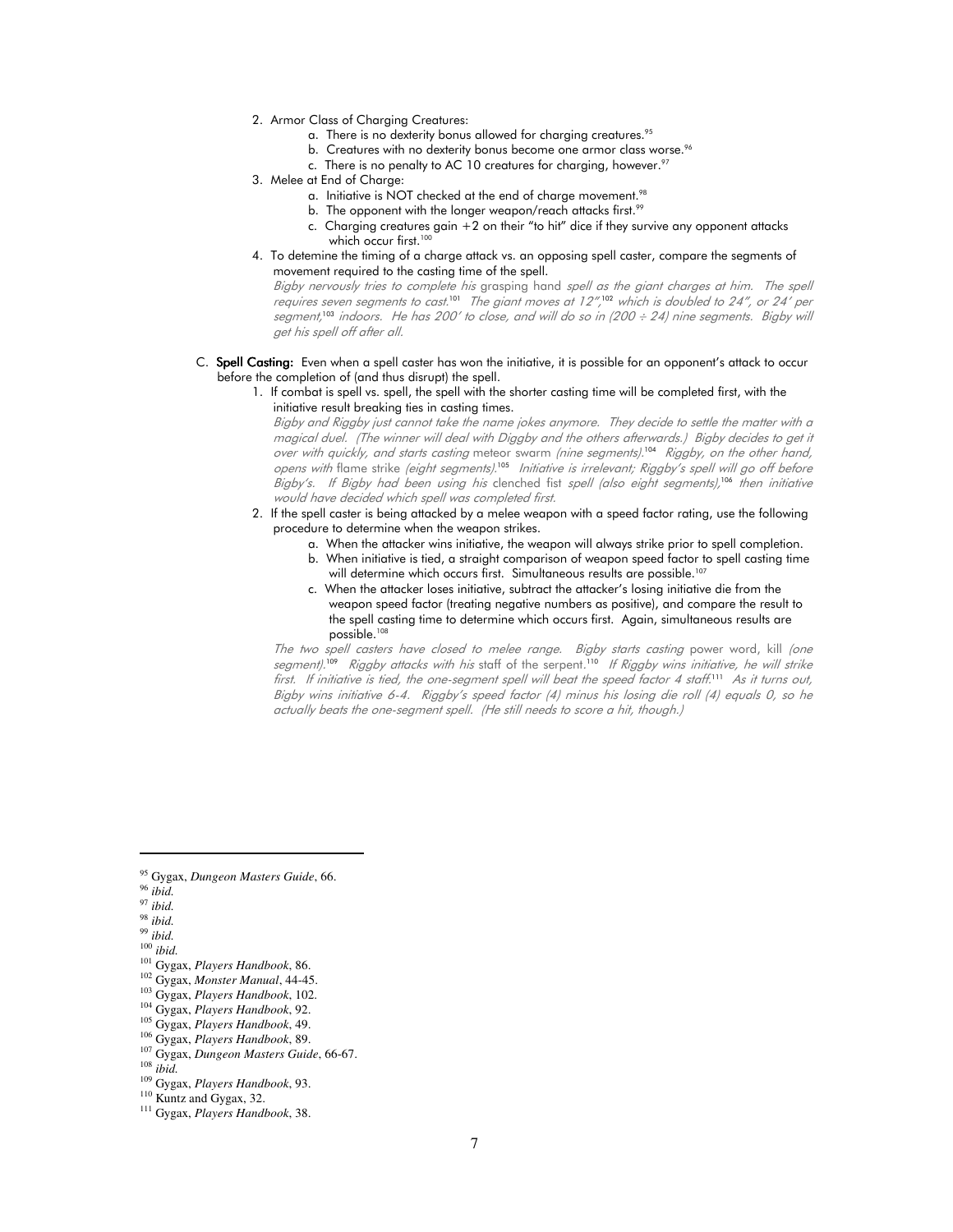2. Armor Class of Charging Creatures:
    a. There is no dexterity bonus allowed for charging creatures.[95]
    b. Creatures with no dexterity bonus become one armor class worse.[96]
    c. There is no penalty to AC 10 creatures for charging, however.[97]
3. Melee at End of Charge:
    a. Initiative is NOT checked at the end of charge movement.[98]
    b. The opponent with the longer weapon/reach attacks first.[99]
    c. Charging creatures gain +2 on their "to hit" dice if they survive any opponent attacks which occur first.[100]
4. To detemine the timing of a charge attack vs. an opposing spell caster, compare the segments of movement required to the casting time of the spell.

    *Bigby nervously tries to complete his* grasping hand *spell as the giant charges at him. The spell requires seven segments to cast.*[101] *The giant moves at 12",*[102] *which is doubled to 24", or 24' per segment,*[103] *indoors. He has 200' to close, and will do so in (200 ÷ 24) nine segments. Bigby will get his spell off after all.*

C. **Spell Casting:** Even when a spell caster has won the initiative, it is possible for an opponent's attack to occur before the completion of (and thus disrupt) the spell.

1. If combat is spell vs. spell, the spell with the shorter casting time will be completed first, with the initiative result breaking ties in casting times.

    *Bigby and Riggby just cannot take the name jokes anymore. They decide to settle the matter with a magical duel. (The winner will deal with Diggby and the others afterwards.) Bigby decides to get it over with quickly, and starts casting* meteor swarm *(nine segments).*[104] *Riggby, on the other hand, opens with* flame strike *(eight segments).*[105] *Initiative is irrelevant; Riggby's spell will go off before Bigby's. If Bigby had been using his* clenched fist *spell (also eight segments),*[106] *then initiative would have decided which spell was completed first.*

2. If the spell caster is being attacked by a melee weapon with a speed factor rating, use the following procedure to determine when the weapon strikes.
    a. When the attacker wins initiative, the weapon will always strike prior to spell completion.
    b. When initiative is tied, a straight comparison of weapon speed factor to spell casting time will determine which occurs first. Simultaneous results are possible.[107]
    c. When the attacker loses initiative, subtract the attacker's losing initiative die from the weapon speed factor (treating negative numbers as positive), and compare the result to the spell casting time to determine which occurs first. Again, simultaneous results are possible.[108]

    *The two spell casters have closed to melee range. Bigby starts casting* power word, kill *(one segment).*[109] *Riggby attacks with his* staff of the serpent.[110] *If Riggby wins initiative, he will strike first. If initiative is tied, the one-segment spell will beat the speed factor 4 staff.*[111] *As it turns out, Bigby wins initiative 6-4. Riggby's speed factor (4) minus his losing die roll (4) equals 0, so he actually beats the one-segment spell. (He still needs to score a hit, though.)*

---

[95] Gygax, *Dungeon Masters Guide*, 66.
[96] *ibid.*
[97] *ibid.*
[98] *ibid.*
[99] *ibid.*
[100] *ibid.*
[101] Gygax, *Players Handbook*, 86.
[102] Gygax, *Monster Manual*, 44-45.
[103] Gygax, *Players Handbook*, 102.
[104] Gygax, *Players Handbook*, 92.
[105] Gygax, *Players Handbook*, 49.
[106] Gygax, *Players Handbook*, 89.
[107] Gygax, *Dungeon Masters Guide*, 66-67.
[108] *ibid.*
[109] Gygax, *Players Handbook*, 93.
[110] Kuntz and Gygax, 32.
[111] Gygax, *Players Handbook*, 38.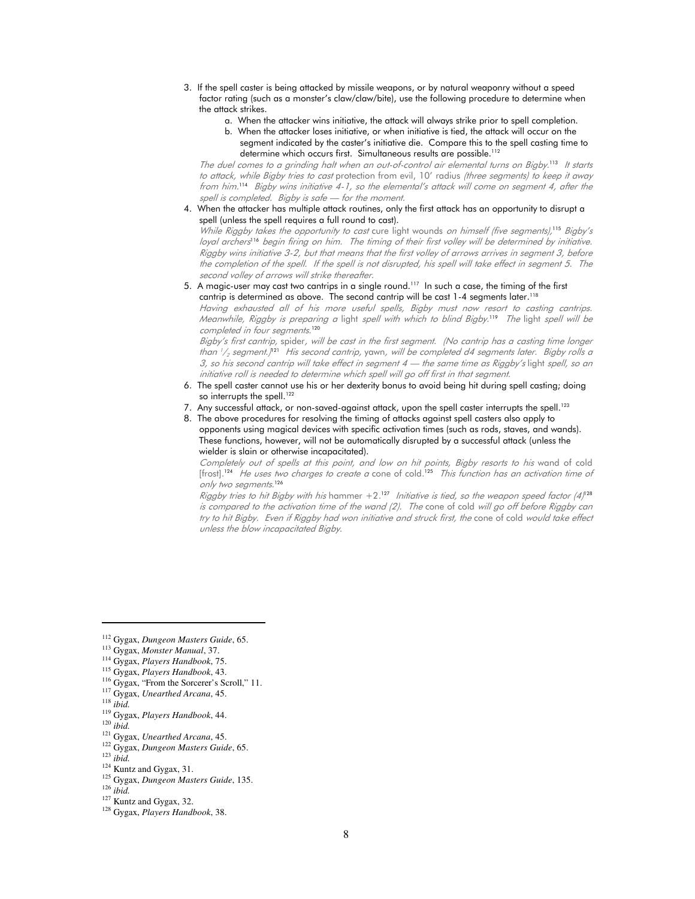3. If the spell caster is being attacked by missile weapons, or by natural weaponry without a speed factor rating (such as a monster's claw/claw/bite), use the following procedure to determine when the attack strikes.
    a. When the attacker wins initiative, the attack will always strike prior to spell completion.
    b. When the attacker loses initiative, or when initiative is tied, the attack will occur on the segment indicated by the caster's initiative die. Compare this to the spell casting time to determine which occurs first. Simultaneous results are possible.[112]

    *The duel comes to a grinding halt when an out-of-control air elemental turns on Bigby.*[113] *It starts to attack, while Bigby tries to cast* protection from evil, 10' radius *(three segments) to keep it away from him.*[114] *Bigby wins initiative 4-1, so the elemental's attack will come on segment 4, after the spell is completed. Bigby is safe — for the moment.*

4. When the attacker has multiple attack routines, only the first attack has an opportunity to disrupt a spell (unless the spell requires a full round to cast).

    *While Riggby takes the opportunity to cast* cure light wounds *on himself (five segments),*[115] *Bigby's loyal archers*[116] *begin firing on him. The timing of their first volley will be determined by initiative. Riggby wins initiative 3-2, but that means that the first volley of arrows arrives in segment 3, before the completion of the spell. If the spell is not disrupted, his spell will take effect in segment 5. The second volley of arrows will strike thereafter.*

5. A magic-user may cast two cantrips in a single round.[117] In such a case, the timing of the first cantrip is determined as above. The second cantrip will be cast 1-4 segments later.[118]

    *Having exhausted all of his more useful spells, Bigby must now resort to casting cantrips. Meanwhile, Riggby is preparing a* light *spell with which to blind Bigby.*[119] *The* light *spell will be completed in four segments.*[120]

    *Bigby's first cantrip,* spider, *will be cast in the first segment. (No cantrip has a casting time longer than $^1/_2$ segment.)*[121] *His second cantrip,* yawn, *will be completed d4 segments later. Bigby rolls a 3, so his second cantrip will take effect in segment 4 — the same time as Riggby's* light *spell, so an initiative roll is needed to determine which spell will go off first in that segment.*

6. The spell caster cannot use his or her dexterity bonus to avoid being hit during spell casting; doing so interrupts the spell.[122]
7. Any successful attack, or non-saved-against attack, upon the spell caster interrupts the spell.[123]
8. The above procedures for resolving the timing of attacks against spell casters also apply to opponents using magical devices with specific activation times (such as rods, staves, and wands). These functions, however, will not be automatically disrupted by a successful attack (unless the wielder is slain or otherwise incapacitated).

    *Completely out of spells at this point, and low on hit points, Bigby resorts to his* wand of cold [frost].[124] *He uses two charges to create a* cone of cold.[125] *This function has an activation time of only two segments.*[126]

    *Riggby tries to hit Bigby with his* hammer +2.[127] *Initiative is tied, so the weapon speed factor (4)*[128] *is compared to the activation time of the wand (2). The* cone of cold *will go off before Riggby can try to hit Bigby. Even if Riggby had won initiative and struck first, the* cone of cold *would take effect unless the blow incapacitated Bigby.*

---

[112] Gygax, *Dungeon Masters Guide*, 65.
[113] Gygax, *Monster Manual*, 37.
[114] Gygax, *Players Handbook*, 75.
[115] Gygax, *Players Handbook*, 43.
[116] Gygax, "From the Sorcerer's Scroll," 11.
[117] Gygax, *Unearthed Arcana*, 45.
[118] *ibid.*
[119] Gygax, *Players Handbook*, 44.
[120] *ibid.*
[121] Gygax, *Unearthed Arcana*, 45.
[122] Gygax, *Dungeon Masters Guide*, 65.
[123] *ibid.*
[124] Kuntz and Gygax, 31.
[125] Gygax, *Dungeon Masters Guide*, 135.
[126] *ibid.*
[127] Kuntz and Gygax, 32.
[128] Gygax, *Players Handbook*, 38.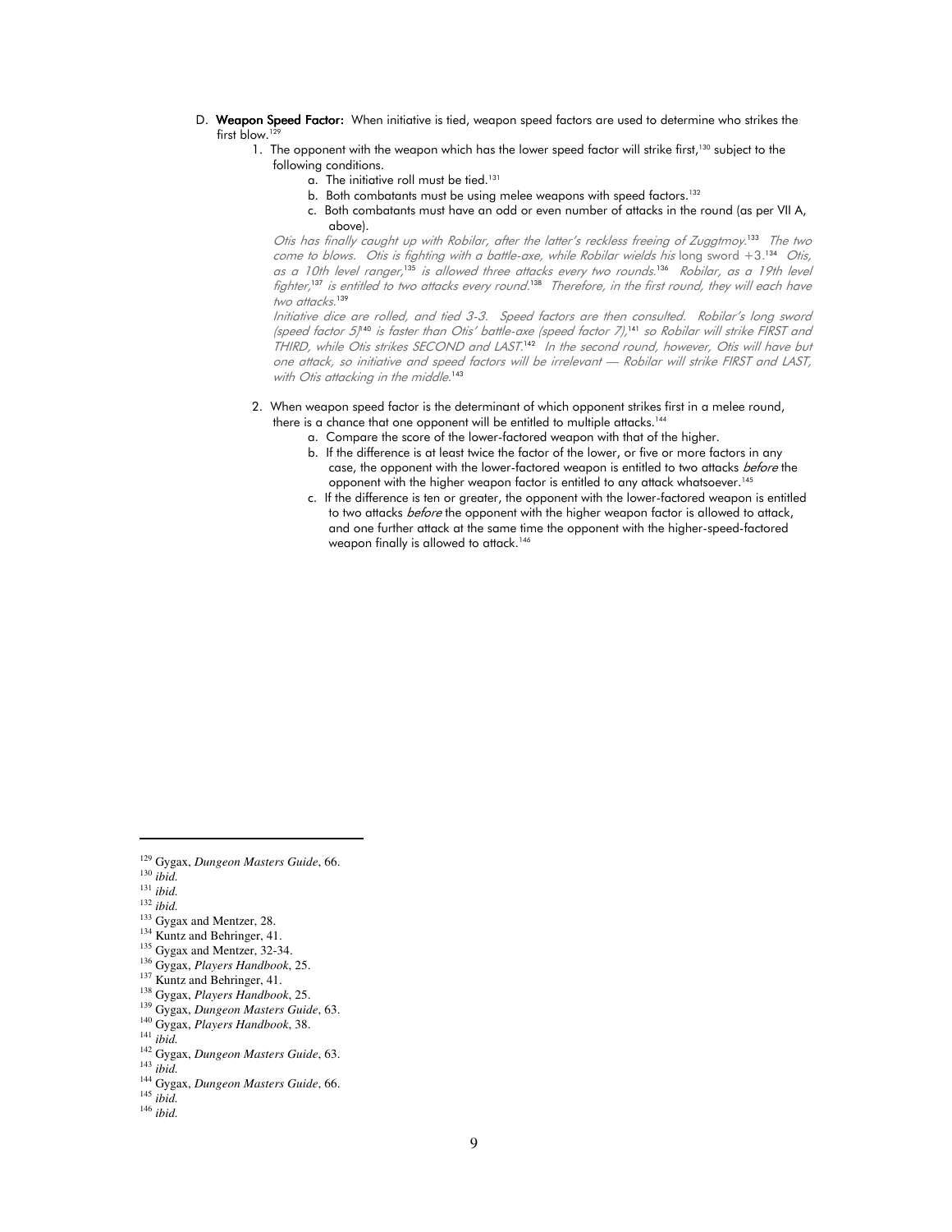D. **Weapon Speed Factor:** When initiative is tied, weapon speed factors are used to determine who strikes the first blow.[129]

1. The opponent with the weapon which has the lower speed factor will strike first,[130] subject to the following conditions.
    a. The initiative roll must be tied.[131]
    b. Both combatants must be using melee weapons with speed factors.[132]
    c. Both combatants must have an odd or even number of attacks in the round (as per VII A, above).

    *Otis has finally caught up with Robilar, after the latter's reckless freeing of Zuggtmoy.*[133] *The two come to blows. Otis is fighting with a battle-axe, while Robilar wields his* long sword +3.[134] *Otis, as a 10th level ranger,*[135] *is allowed three attacks every two rounds.*[136] *Robilar, as a 19th level fighter,*[137] *is entitled to two attacks every round.*[138] *Therefore, in the first round, they will each have two attacks.*[139]

    *Initiative dice are rolled, and tied 3-3. Speed factors are then consulted. Robilar's long sword (speed factor 5)*[140] *is faster than Otis' battle-axe (speed factor 7),*[141] *so Robilar will strike FIRST and THIRD, while Otis strikes SECOND and LAST.*[142] *In the second round, however, Otis will have but one attack, so initiative and speed factors will be irrelevant — Robilar will strike FIRST and LAST, with Otis attacking in the middle.*[143]

2. When weapon speed factor is the determinant of which opponent strikes first in a melee round, there is a chance that one opponent will be entitled to multiple attacks.[144]
    a. Compare the score of the lower-factored weapon with that of the higher.
    b. If the difference is at least twice the factor of the lower, or five or more factors in any case, the opponent with the lower-factored weapon is entitled to two attacks *before* the opponent with the higher weapon factor is entitled to any attack whatsoever.[145]
    c. If the difference is ten or greater, the opponent with the lower-factored weapon is entitled to two attacks *before* the opponent with the higher weapon factor is allowed to attack, and one further attack at the same time the opponent with the higher-speed-factored weapon finally is allowed to attack.[146]

---

[129] Gygax, *Dungeon Masters Guide*, 66.
[130] *ibid.*
[131] *ibid.*
[132] *ibid.*
[133] Gygax and Mentzer, 28.
[134] Kuntz and Behringer, 41.
[135] Gygax and Mentzer, 32-34.
[136] Gygax, *Players Handbook*, 25.
[137] Kuntz and Behringer, 41.
[138] Gygax, *Players Handbook*, 25.
[139] Gygax, *Dungeon Masters Guide*, 63.
[140] Gygax, *Players Handbook*, 38.
[141] *ibid.*
[142] Gygax, *Dungeon Masters Guide*, 63.
[143] *ibid.*
[144] Gygax, *Dungeon Masters Guide*, 66.
[145] *ibid.*
[146] *ibid.*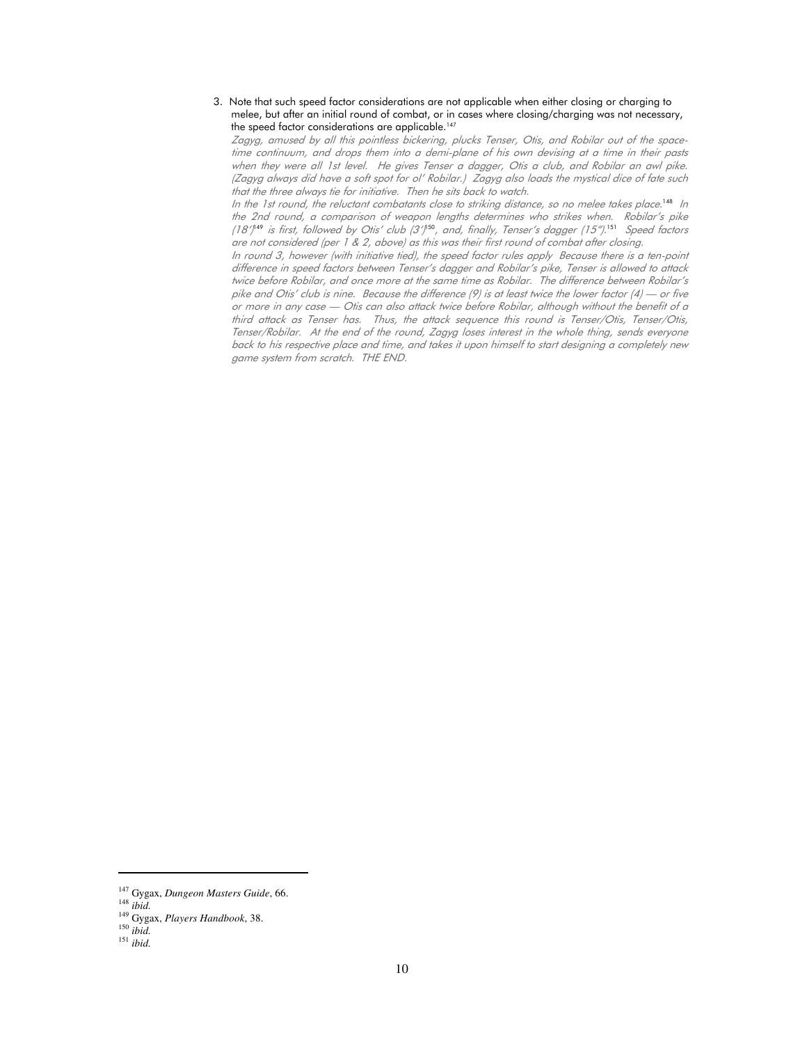3. Note that such speed factor considerations are not applicable when either closing or charging to melee, but after an initial round of combat, or in cases where closing/charging was not necessary, the speed factor considerations are applicable.[147]

*Zagyg, amused by all this pointless bickering, plucks Tenser, Otis, and Robilar out of the space-time continuum, and drops them into a demi-plane of his own devising at a time in their pasts when they were all 1st level. He gives Tenser a dagger, Otis a club, and Robilar an awl pike. (Zagyg always did have a soft spot for ol' Robilar.) Zagyg also loads the mystical dice of fate such that the three always tie for initiative. Then he sits back to watch.*

*In the 1st round, the reluctant combatants close to striking distance, so no melee takes place.*[148] *In the 2nd round, a comparison of weapon lengths determines who strikes when. Robilar's pike (18')*[149] *is first, followed by Otis' club (3')*[150]*, and, finally, Tenser's dagger (15").*[151] *Speed factors are not considered (per 1 & 2, above) as this was their first round of combat after closing.*

*In round 3, however (with initiative tied), the speed factor rules apply Because there is a ten-point difference in speed factors between Tenser's dagger and Robilar's pike, Tenser is allowed to attack twice before Robilar, and once more at the same time as Robilar. The difference between Robilar's pike and Otis' club is nine. Because the difference (9) is at least twice the lower factor (4) — or five or more in any case — Otis can also attack twice before Robilar, although without the benefit of a third attack as Tenser has. Thus, the attack sequence this round is Tenser/Otis, Tenser/Otis, Tenser/Robilar. At the end of the round, Zagyg loses interest in the whole thing, sends everyone back to his respective place and time, and takes it upon himself to start designing a completely new game system from scratch. THE END.*

---

[147] Gygax, *Dungeon Masters Guide*, 66.

[148] *ibid.*

[149] Gygax, *Players Handbook*, 38.

[150] *ibid.*

[151] *ibid.*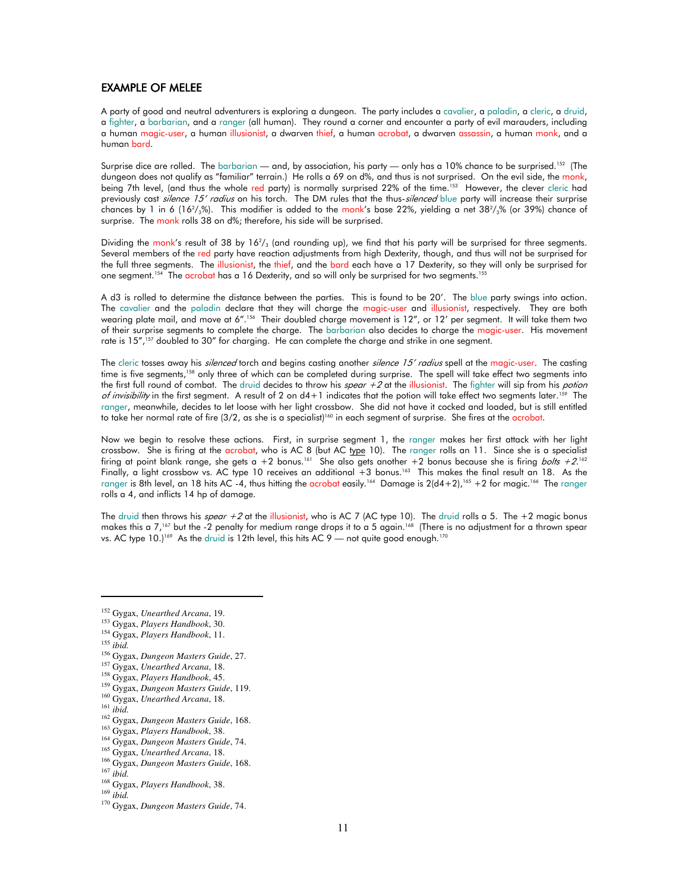## EXAMPLE OF MELEE

A party of good and neutral adventurers is exploring a dungeon. The party includes a cavalier, a paladin, a cleric, a druid, a fighter, a barbarian, and a ranger (all human). They round a corner and encounter a party of evil marauders, including a human magic-user, a human illusionist, a dwarven thief, a human acrobat, a dwarven assassin, a human monk, and a human bard.

Surprise dice are rolled. The barbarian — and, by association, his party — only has a 10% chance to be surprised.[152] (The dungeon does not qualify as "familiar" terrain.) He rolls a 69 on d%, and thus is not surprised. On the evil side, the monk, being 7th level, (and thus the whole red party) is normally surprised 22% of the time.[153] However, the clever cleric had previously cast *silence 15' radius* on his torch. The DM rules that the thus-*silenced* blue party will increase their surprise chances by 1 in 6 ($16^2/_3$%). This modifier is added to the monk's base 22%, yielding a net $38^2/_3$% (or 39%) chance of surprise. The monk rolls 38 on d%; therefore, his side will be surprised.

Dividing the monk's result of 38 by $16^2/_3$ (and rounding up), we find that his party will be surprised for three segments. Several members of the red party have reaction adjustments from high Dexterity, though, and thus will not be surprised for the full three segments. The illusionist, the thief, and the bard each have a 17 Dexterity, so they will only be surprised for one segment.[154] The acrobat has a 16 Dexterity, and so will only be surprised for two segments.[155]

A d3 is rolled to determine the distance between the parties. This is found to be 20'. The blue party swings into action. The cavalier and the paladin declare that they will charge the magic-user and illusionist, respectively. They are both wearing plate mail, and move at 6".[156] Their doubled charge movement is 12", or 12' per segment. It will take them two of their surprise segments to complete the charge. The barbarian also decides to charge the magic-user. His movement rate is 15",[157] doubled to 30" for charging. He can complete the charge and strike in one segment.

The cleric tosses away his *silenced* torch and begins casting another *silence 15' radius* spell at the magic-user. The casting time is five segments,[158] only three of which can be completed during surprise. The spell will take effect two segments into the first full round of combat. The druid decides to throw his *spear +2* at the illusionist. The fighter will sip from his *potion of invisibility* in the first segment. A result of 2 on d4+1 indicates that the potion will take effect two segments later.[159] The ranger, meanwhile, decides to let loose with her light crossbow. She did not have it cocked and loaded, but is still entitled to take her normal rate of fire (3/2, as she is a specialist)[160] in each segment of surprise. She fires at the acrobat.

Now we begin to resolve these actions. First, in surprise segment 1, the ranger makes her first attack with her light crossbow. She is firing at the acrobat, who is AC 8 (but AC type 10). The ranger rolls an 11. Since she is a specialist firing at point blank range, she gets a +2 bonus.[161] She also gets another +2 bonus because she is firing *bolts +2*.[162] Finally, a light crossbow vs. AC type 10 receives an additional +3 bonus.[163] This makes the final result an 18. As the ranger is 8th level, an 18 hits AC -4, thus hitting the acrobat easily.[164] Damage is 2(d4+2),[165] +2 for magic.[166] The ranger rolls a 4, and inflicts 14 hp of damage.

The druid then throws his *spear +2* at the illusionist, who is AC 7 (AC type 10). The druid rolls a 5. The +2 magic bonus makes this a 7,[167] but the -2 penalty for medium range drops it to a 5 again.[168] (There is no adjustment for a thrown spear vs. AC type 10.)[169] As the druid is 12th level, this hits AC 9 — not quite good enough.[170]

---

[152] Gygax, *Unearthed Arcana*, 19.
[153] Gygax, *Players Handbook*, 30.
[154] Gygax, *Players Handbook*, 11.
[155] *ibid.*
[156] Gygax, *Dungeon Masters Guide*, 27.
[157] Gygax, *Unearthed Arcana*, 18.
[158] Gygax, *Players Handbook*, 45.
[159] Gygax, *Dungeon Masters Guide*, 119.
[160] Gygax, *Unearthed Arcana*, 18.
[161] *ibid.*
[162] Gygax, *Dungeon Masters Guide*, 168.
[163] Gygax, *Players Handbook*, 38.
[164] Gygax, *Dungeon Masters Guide*, 74.
[165] Gygax, *Unearthed Arcana*, 18.
[166] Gygax, *Dungeon Masters Guide*, 168.
[167] *ibid.*
[168] Gygax, *Players Handbook*, 38.
[169] *ibid.*
[170] Gygax, *Dungeon Masters Guide*, 74.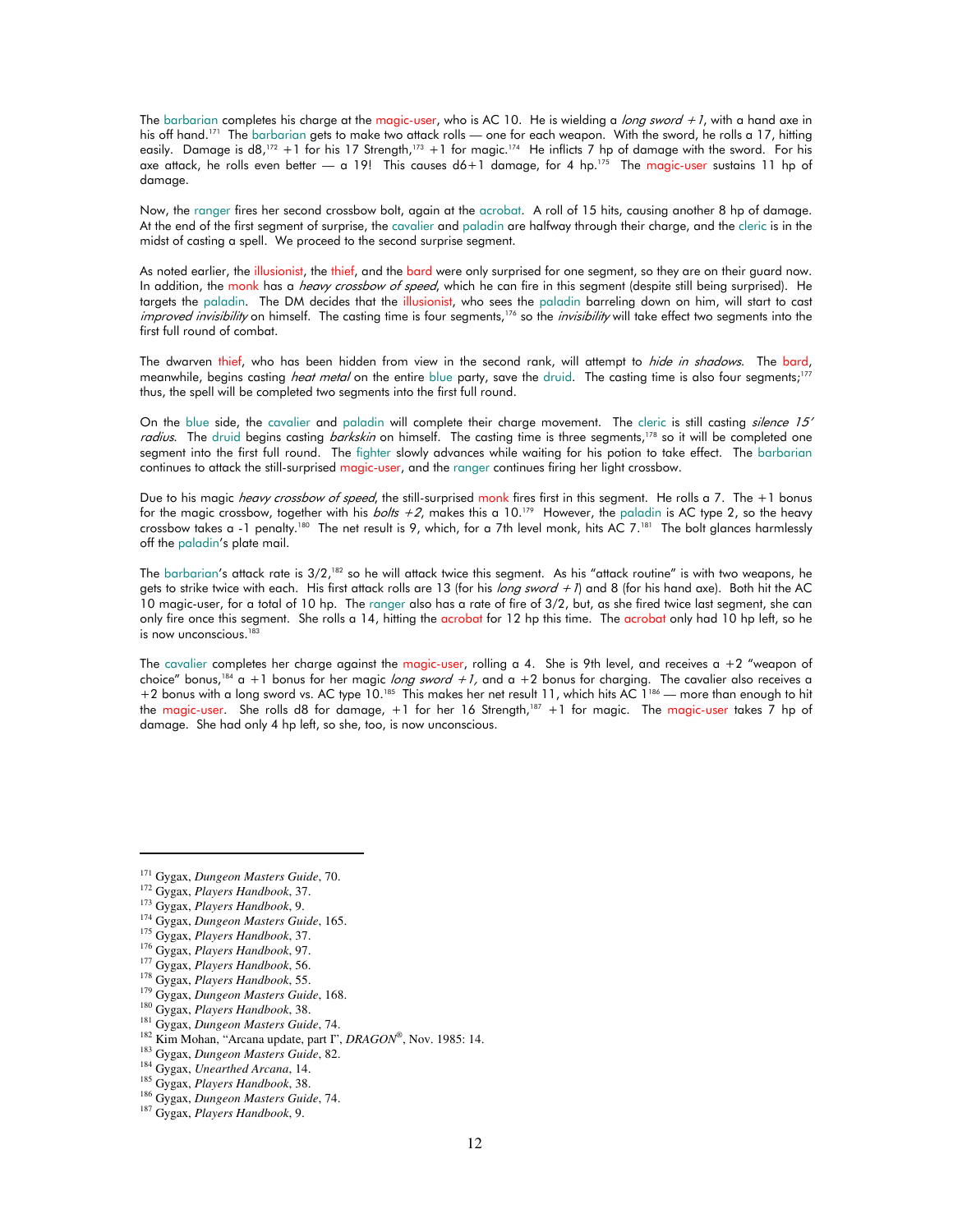The barbarian completes his charge at the magic-user, who is AC 10. He is wielding a *long sword +1*, with a hand axe in his off hand.[171] The barbarian gets to make two attack rolls — one for each weapon. With the sword, he rolls a 17, hitting easily. Damage is d8,[172] +1 for his 17 Strength,[173] +1 for magic.[174] He inflicts 7 hp of damage with the sword. For his axe attack, he rolls even better — a 19! This causes d6+1 damage, for 4 hp.[175] The magic-user sustains 11 hp of damage.

Now, the ranger fires her second crossbow bolt, again at the acrobat. A roll of 15 hits, causing another 8 hp of damage. At the end of the first segment of surprise, the cavalier and paladin are halfway through their charge, and the cleric is in the midst of casting a spell. We proceed to the second surprise segment.

As noted earlier, the illusionist, the thief, and the bard were only surprised for one segment, so they are on their guard now. In addition, the monk has a *heavy crossbow of speed*, which he can fire in this segment (despite still being surprised). He targets the paladin. The DM decides that the illusionist, who sees the paladin barreling down on him, will start to cast *improved invisibility* on himself. The casting time is four segments,[176] so the *invisibility* will take effect two segments into the first full round of combat.

The dwarven thief, who has been hidden from view in the second rank, will attempt to *hide in shadows*. The bard, meanwhile, begins casting *heat metal* on the entire blue party, save the druid. The casting time is also four segments;[177] thus, the spell will be completed two segments into the first full round.

On the blue side, the cavalier and paladin will complete their charge movement. The cleric is still casting *silence 15' radius*. The druid begins casting *barkskin* on himself. The casting time is three segments,[178] so it will be completed one segment into the first full round. The fighter slowly advances while waiting for his potion to take effect. The barbarian continues to attack the still-surprised magic-user, and the ranger continues firing her light crossbow.

Due to his magic *heavy crossbow of speed*, the still-surprised monk fires first in this segment. He rolls a 7. The +1 bonus for the magic crossbow, together with his *bolts +2*, makes this a 10.[179] However, the paladin is AC type 2, so the heavy crossbow takes a -1 penalty.[180] The net result is 9, which, for a 7th level monk, hits AC 7.[181] The bolt glances harmlessly off the paladin's plate mail.

The barbarian's attack rate is 3/2,[182] so he will attack twice this segment. As his "attack routine" is with two weapons, he gets to strike twice with each. His first attack rolls are 13 (for his *long sword +1*) and 8 (for his hand axe). Both hit the AC 10 magic-user, for a total of 10 hp. The ranger also has a rate of fire of 3/2, but, as she fired twice last segment, she can only fire once this segment. She rolls a 14, hitting the acrobat for 12 hp this time. The acrobat only had 10 hp left, so he is now unconscious.[183]

The cavalier completes her charge against the magic-user, rolling a 4. She is 9th level, and receives a +2 "weapon of choice" bonus,[184] a +1 bonus for her magic *long sword +1,* and a +2 bonus for charging. The cavalier also receives a +2 bonus with a long sword vs. AC type 10.[185] This makes her net result 11, which hits AC 1[186] — more than enough to hit the magic-user. She rolls d8 for damage, +1 for her 16 Strength,[187] +1 for magic. The magic-user takes 7 hp of damage. She had only 4 hp left, so she, too, is now unconscious.

---

[171] Gygax, *Dungeon Masters Guide*, 70.
[172] Gygax, *Players Handbook*, 37.
[173] Gygax, *Players Handbook*, 9.
[174] Gygax, *Dungeon Masters Guide*, 165.
[175] Gygax, *Players Handbook*, 37.
[176] Gygax, *Players Handbook*, 97.
[177] Gygax, *Players Handbook*, 56.
[178] Gygax, *Players Handbook*, 55.
[179] Gygax, *Dungeon Masters Guide*, 168.
[180] Gygax, *Players Handbook*, 38.
[181] Gygax, *Dungeon Masters Guide*, 74.
[182] Kim Mohan, "Arcana update, part I", *DRAGON*®, Nov. 1985: 14.
[183] Gygax, *Dungeon Masters Guide*, 82.
[184] Gygax, *Unearthed Arcana*, 14.
[185] Gygax, *Players Handbook*, 38.
[186] Gygax, *Dungeon Masters Guide*, 74.
[187] Gygax, *Players Handbook*, 9.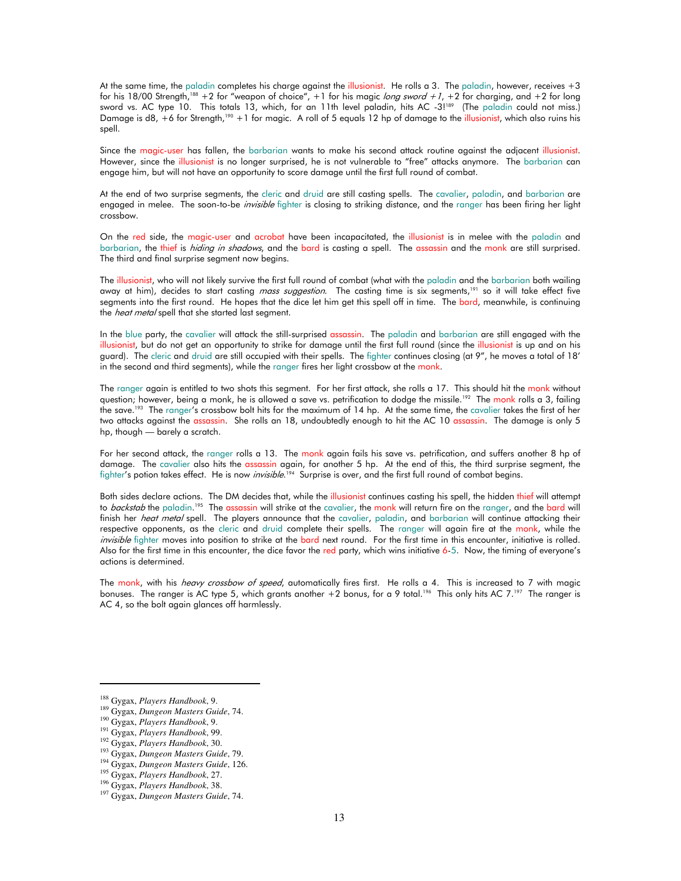At the same time, the paladin completes his charge against the illusionist. He rolls a 3. The paladin, however, receives +3 for his 18/00 Strength,[188] +2 for "weapon of choice", +1 for his magic *long sword +1*, +2 for charging, and +2 for long sword vs. AC type 10. This totals 13, which, for an 11th level paladin, hits AC -3![189] (The paladin could not miss.) Damage is d8, +6 for Strength,[190] +1 for magic. A roll of 5 equals 12 hp of damage to the illusionist, which also ruins his spell.

Since the magic-user has fallen, the barbarian wants to make his second attack routine against the adjacent illusionist. However, since the illusionist is no longer surprised, he is not vulnerable to "free" attacks anymore. The barbarian can engage him, but will not have an opportunity to score damage until the first full round of combat.

At the end of two surprise segments, the cleric and druid are still casting spells. The cavalier, paladin, and barbarian are engaged in melee. The soon-to-be *invisible* fighter is closing to striking distance, and the ranger has been firing her light crossbow.

On the red side, the magic-user and acrobat have been incapacitated, the illusionist is in melee with the paladin and barbarian, the thief is *hiding in shadows*, and the bard is casting a spell. The assassin and the monk are still surprised. The third and final surprise segment now begins.

The illusionist, who will not likely survive the first full round of combat (what with the paladin and the barbarian both wailing away at him), decides to start casting *mass suggestion*. The casting time is six segments,[191] so it will take effect five segments into the first round. He hopes that the dice let him get this spell off in time. The bard, meanwhile, is continuing the *heat metal* spell that she started last segment.

In the blue party, the cavalier will attack the still-surprised assassin. The paladin and barbarian are still engaged with the illusionist, but do not get an opportunity to strike for damage until the first full round (since the illusionist is up and on his guard). The cleric and druid are still occupied with their spells. The fighter continues closing (at 9", he moves a total of 18' in the second and third segments), while the ranger fires her light crossbow at the monk.

The ranger again is entitled to two shots this segment. For her first attack, she rolls a 17. This should hit the monk without question; however, being a monk, he is allowed a save vs. petrification to dodge the missile.[192] The monk rolls a 3, failing the save.[193] The ranger's crossbow bolt hits for the maximum of 14 hp. At the same time, the cavalier takes the first of her two attacks against the assassin. She rolls an 18, undoubtedly enough to hit the AC 10 assassin. The damage is only 5 hp, though — barely a scratch.

For her second attack, the ranger rolls a 13. The monk again fails his save vs. petrification, and suffers another 8 hp of damage. The cavalier also hits the assassin again, for another 5 hp. At the end of this, the third surprise segment, the fighter's potion takes effect. He is now *invisible*.[194] Surprise is over, and the first full round of combat begins.

Both sides declare actions. The DM decides that, while the illusionist continues casting his spell, the hidden thief will attempt to *backstab* the paladin.[195] The assassin will strike at the cavalier, the monk will return fire on the ranger, and the bard will finish her *heat metal* spell. The players announce that the cavalier, paladin, and barbarian will continue attacking their respective opponents, as the cleric and druid complete their spells. The ranger will again fire at the monk, while the *invisible* fighter moves into position to strike at the bard next round. For the first time in this encounter, initiative is rolled. Also for the first time in this encounter, the dice favor the red party, which wins initiative 6-5. Now, the timing of everyone's actions is determined.

The monk, with his *heavy crossbow of speed*, automatically fires first. He rolls a 4. This is increased to 7 with magic bonuses. The ranger is AC type 5, which grants another +2 bonus, for a 9 total.[196] This only hits AC 7.[197] The ranger is AC 4, so the bolt again glances off harmlessly.

---

[188] Gygax, *Players Handbook*, 9.
[189] Gygax, *Dungeon Masters Guide*, 74.
[190] Gygax, *Players Handbook*, 9.
[191] Gygax, *Players Handbook*, 99.
[192] Gygax, *Players Handbook*, 30.
[193] Gygax, *Dungeon Masters Guide*, 79.
[194] Gygax, *Dungeon Masters Guide*, 126.
[195] Gygax, *Players Handbook*, 27.
[196] Gygax, *Players Handbook*, 38.
[197] Gygax, *Dungeon Masters Guide*, 74.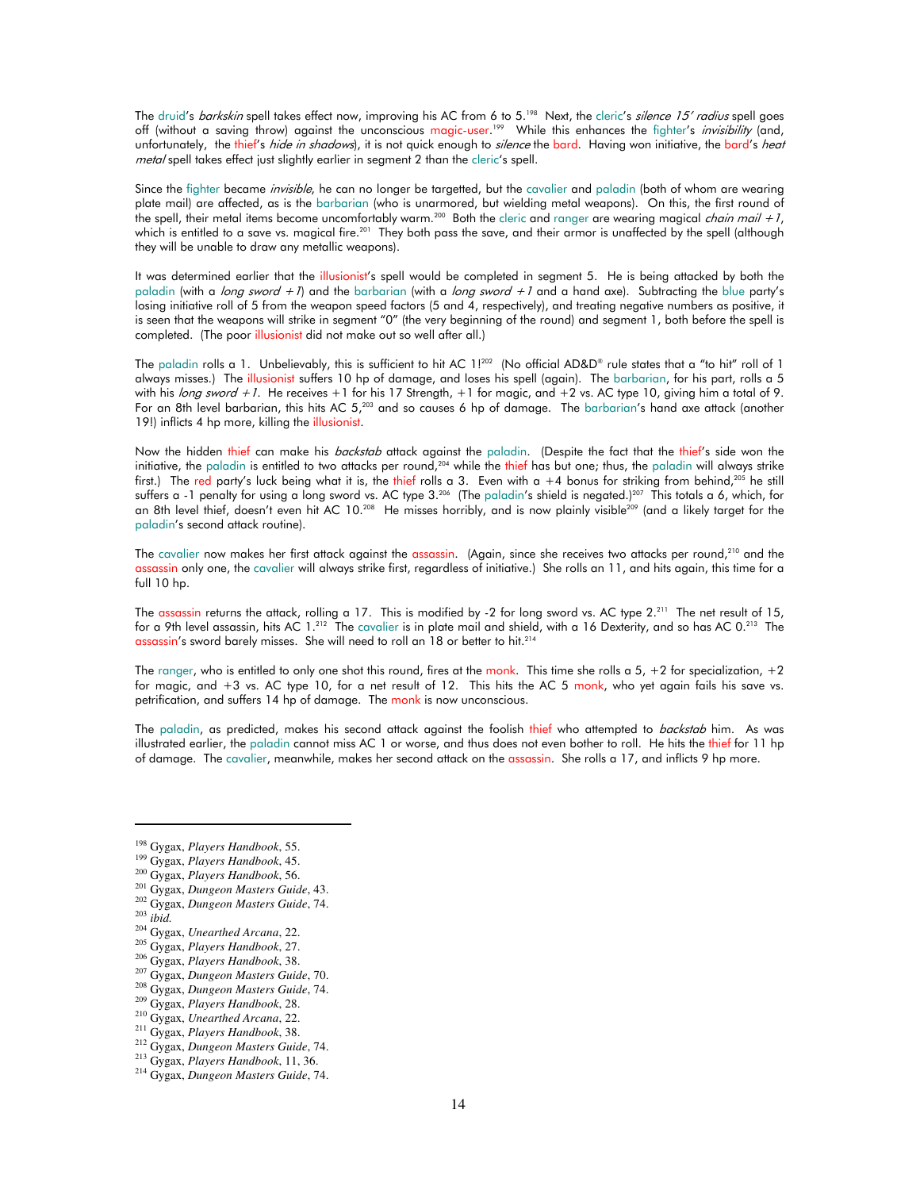The druid's *barkskin* spell takes effect now, improving his AC from 6 to 5.[198] Next, the cleric's *silence 15' radius* spell goes off (without a saving throw) against the unconscious magic-user.[199] While this enhances the fighter's *invisibility* (and, unfortunately, the thief's *hide in shadows*), it is not quick enough to *silence* the bard. Having won initiative, the bard's *heat metal* spell takes effect just slightly earlier in segment 2 than the cleric's spell.

Since the fighter became *invisible*, he can no longer be targetted, but the cavalier and paladin (both of whom are wearing plate mail) are affected, as is the barbarian (who is unarmored, but wielding metal weapons). On this, the first round of the spell, their metal items become uncomfortably warm.[200] Both the cleric and ranger are wearing magical *chain mail +1*, which is entitled to a save vs. magical fire.[201] They both pass the save, and their armor is unaffected by the spell (although they will be unable to draw any metallic weapons).

It was determined earlier that the illusionist's spell would be completed in segment 5. He is being attacked by both the paladin (with a *long sword +1*) and the barbarian (with a *long sword +1* and a hand axe). Subtracting the blue party's losing initiative roll of 5 from the weapon speed factors (5 and 4, respectively), and treating negative numbers as positive, it is seen that the weapons will strike in segment "0" (the very beginning of the round) and segment 1, both before the spell is completed. (The poor illusionist did not make out so well after all.)

The paladin rolls a 1. Unbelievably, this is sufficient to hit AC 1![202] (No official AD&D® rule states that a "to hit" roll of 1 always misses.) The illusionist suffers 10 hp of damage, and loses his spell (again). The barbarian, for his part, rolls a 5 with his *long sword +1*. He receives +1 for his 17 Strength, +1 for magic, and +2 vs. AC type 10, giving him a total of 9. For an 8th level barbarian, this hits AC 5,[203] and so causes 6 hp of damage. The barbarian's hand axe attack (another 19!) inflicts 4 hp more, killing the illusionist.

Now the hidden thief can make his *backstab* attack against the paladin. (Despite the fact that the thief's side won the initiative, the paladin is entitled to two attacks per round,[204] while the thief has but one; thus, the paladin will always strike first.) The red party's luck being what it is, the thief rolls a 3. Even with a +4 bonus for striking from behind,[205] he still suffers a -1 penalty for using a long sword vs. AC type 3.[206] (The paladin's shield is negated.)[207] This totals a 6, which, for an 8th level thief, doesn't even hit AC 10.[208] He misses horribly, and is now plainly visible[209] (and a likely target for the paladin's second attack routine).

The cavalier now makes her first attack against the assassin. (Again, since she receives two attacks per round,[210] and the assassin only one, the cavalier will always strike first, regardless of initiative.) She rolls an 11, and hits again, this time for a full 10 hp.

The assassin returns the attack, rolling a 17. This is modified by -2 for long sword vs. AC type 2.[211] The net result of 15, for a 9th level assassin, hits AC 1.[212] The cavalier is in plate mail and shield, with a 16 Dexterity, and so has AC 0.[213] The assassin's sword barely misses. She will need to roll an 18 or better to hit.[214]

The ranger, who is entitled to only one shot this round, fires at the monk. This time she rolls a 5, +2 for specialization, +2 for magic, and +3 vs. AC type 10, for a net result of 12. This hits the AC 5 monk, who yet again fails his save vs. petrification, and suffers 14 hp of damage. The monk is now unconscious.

The paladin, as predicted, makes his second attack against the foolish thief who attempted to *backstab* him. As was illustrated earlier, the paladin cannot miss AC 1 or worse, and thus does not even bother to roll. He hits the thief for 11 hp of damage. The cavalier, meanwhile, makes her second attack on the assassin. She rolls a 17, and inflicts 9 hp more.

---

[198] Gygax, *Players Handbook*, 55.
[199] Gygax, *Players Handbook*, 45.
[200] Gygax, *Players Handbook*, 56.
[201] Gygax, *Dungeon Masters Guide*, 43.
[202] Gygax, *Dungeon Masters Guide*, 74.
[203] *ibid.*
[204] Gygax, *Unearthed Arcana*, 22.
[205] Gygax, *Players Handbook*, 27.
[206] Gygax, *Players Handbook*, 38.
[207] Gygax, *Dungeon Masters Guide*, 70.
[208] Gygax, *Dungeon Masters Guide*, 74.
[209] Gygax, *Players Handbook*, 28.
[210] Gygax, *Unearthed Arcana*, 22.
[211] Gygax, *Players Handbook*, 38.
[212] Gygax, *Dungeon Masters Guide*, 74.
[213] Gygax, *Players Handbook*, 11, 36.
[214] Gygax, *Dungeon Masters Guide*, 74.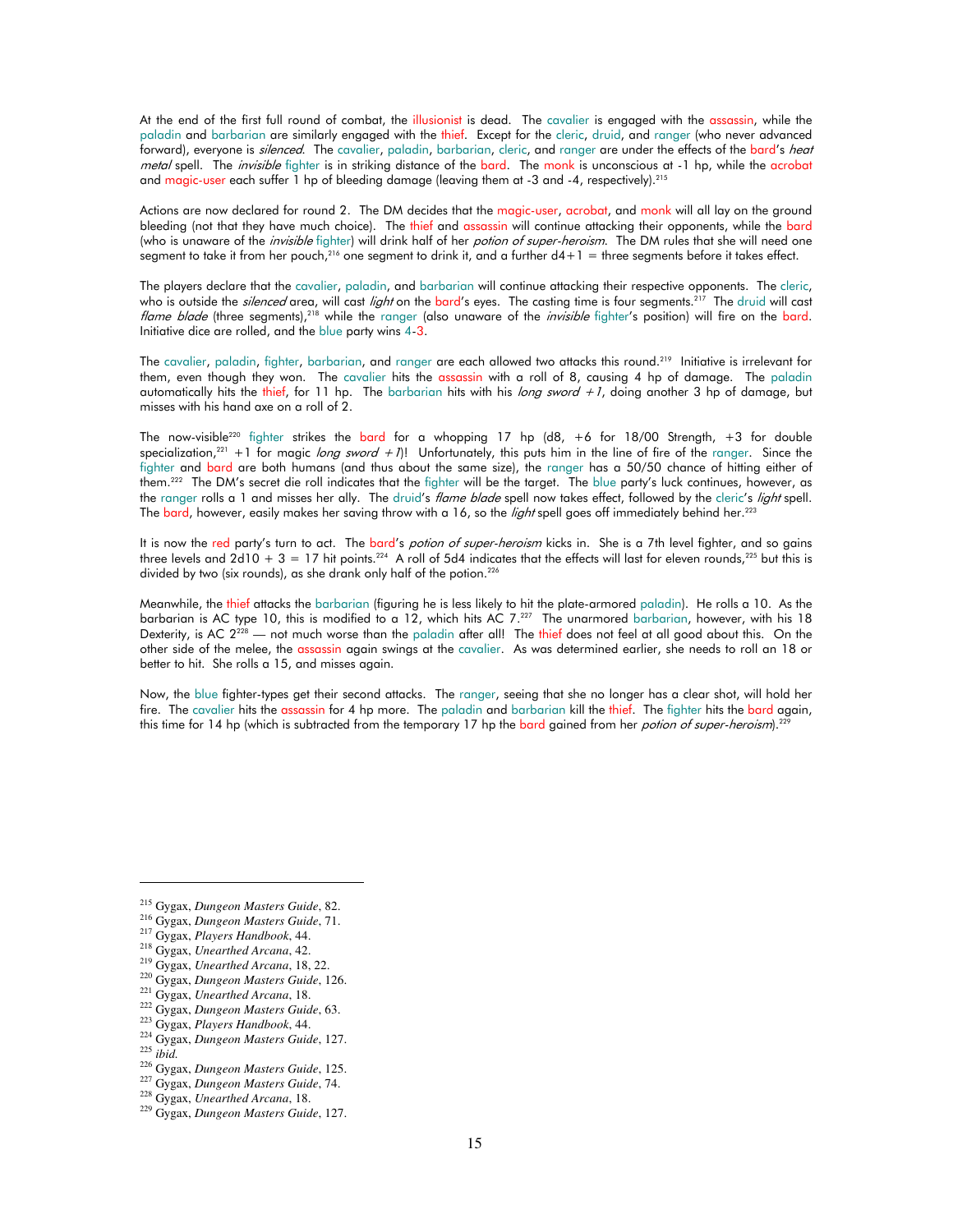At the end of the first full round of combat, the illusionist is dead. The cavalier is engaged with the assassin, while the paladin and barbarian are similarly engaged with the thief. Except for the cleric, druid, and ranger (who never advanced forward), everyone is *silenced*. The cavalier, paladin, barbarian, cleric, and ranger are under the effects of the bard's *heat metal* spell. The *invisible* fighter is in striking distance of the bard. The monk is unconscious at -1 hp, while the acrobat and magic-user each suffer 1 hp of bleeding damage (leaving them at -3 and -4, respectively).[215]

Actions are now declared for round 2. The DM decides that the magic-user, acrobat, and monk will all lay on the ground bleeding (not that they have much choice). The thief and assassin will continue attacking their opponents, while the bard (who is unaware of the *invisible* fighter) will drink half of her *potion of super-heroism*. The DM rules that she will need one segment to take it from her pouch,[216] one segment to drink it, and a further d4+1 = three segments before it takes effect.

The players declare that the cavalier, paladin, and barbarian will continue attacking their respective opponents. The cleric, who is outside the *silenced* area, will cast *light* on the bard's eyes. The casting time is four segments.[217] The druid will cast *flame blade* (three segments),[218] while the ranger (also unaware of the *invisible* fighter's position) will fire on the bard. Initiative dice are rolled, and the blue party wins 4-3.

The cavalier, paladin, fighter, barbarian, and ranger are each allowed two attacks this round.[219] Initiative is irrelevant for them, even though they won. The cavalier hits the assassin with a roll of 8, causing 4 hp of damage. The paladin automatically hits the thief, for 11 hp. The barbarian hits with his *long sword +1*, doing another 3 hp of damage, but misses with his hand axe on a roll of 2.

The now-visible[220] fighter strikes the bard for a whopping 17 hp (d8, +6 for 18/00 Strength, +3 for double specialization,[221] +1 for magic *long sword +1*)! Unfortunately, this puts him in the line of fire of the ranger. Since the fighter and bard are both humans (and thus about the same size), the ranger has a 50/50 chance of hitting either of them.[222] The DM's secret die roll indicates that the fighter will be the target. The blue party's luck continues, however, as the ranger rolls a 1 and misses her ally. The druid's *flame blade* spell now takes effect, followed by the cleric's *light* spell. The bard, however, easily makes her saving throw with a 16, so the *light* spell goes off immediately behind her.[223]

It is now the red party's turn to act. The bard's *potion of super-heroism* kicks in. She is a 7th level fighter, and so gains three levels and 2d10 + 3 = 17 hit points.[224] A roll of 5d4 indicates that the effects will last for eleven rounds,[225] but this is divided by two (six rounds), as she drank only half of the potion.[226]

Meanwhile, the thief attacks the barbarian (figuring he is less likely to hit the plate-armored paladin). He rolls a 10. As the barbarian is AC type 10, this is modified to a 12, which hits AC 7.[227] The unarmored barbarian, however, with his 18 Dexterity, is AC 2[228] — not much worse than the paladin after all! The thief does not feel at all good about this. On the other side of the melee, the assassin again swings at the cavalier. As was determined earlier, she needs to roll an 18 or better to hit. She rolls a 15, and misses again.

Now, the blue fighter-types get their second attacks. The ranger, seeing that she no longer has a clear shot, will hold her fire. The cavalier hits the assassin for 4 hp more. The paladin and barbarian kill the thief. The fighter hits the bard again, this time for 14 hp (which is subtracted from the temporary 17 hp the bard gained from her *potion of super-heroism*).[229]

---

[215] Gygax, *Dungeon Masters Guide*, 82.
[216] Gygax, *Dungeon Masters Guide*, 71.
[217] Gygax, *Players Handbook*, 44.
[218] Gygax, *Unearthed Arcana*, 42.
[219] Gygax, *Unearthed Arcana*, 18, 22.
[220] Gygax, *Dungeon Masters Guide*, 126.
[221] Gygax, *Unearthed Arcana*, 18.
[222] Gygax, *Dungeon Masters Guide*, 63.
[223] Gygax, *Players Handbook*, 44.
[224] Gygax, *Dungeon Masters Guide*, 127.
[225] *ibid.*
[226] Gygax, *Dungeon Masters Guide*, 125.
[227] Gygax, *Dungeon Masters Guide*, 74.
[228] Gygax, *Unearthed Arcana*, 18.
[229] Gygax, *Dungeon Masters Guide*, 127.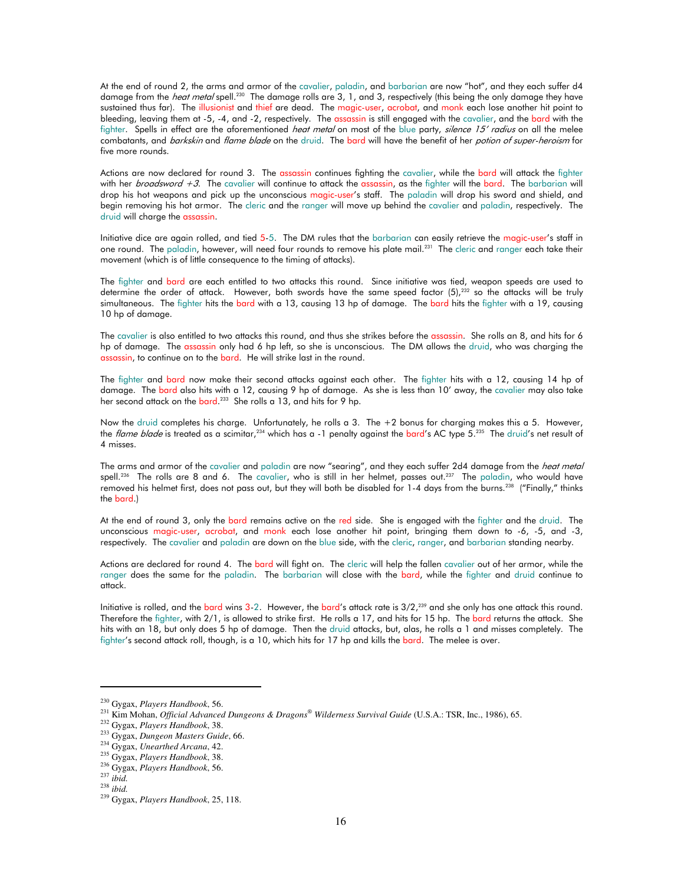At the end of round 2, the arms and armor of the cavalier, paladin, and barbarian are now "hot", and they each suffer d4 damage from the *heat metal* spell.[230] The damage rolls are 3, 1, and 3, respectively (this being the only damage they have sustained thus far). The illusionist and thief are dead. The magic-user, acrobat, and monk each lose another hit point to bleeding, leaving them at -5, -4, and -2, respectively. The assassin is still engaged with the cavalier, and the bard with the fighter. Spells in effect are the aforementioned *heat metal* on most of the blue party, *silence 15' radius* on all the melee combatants, and *barkskin* and *flame blade* on the druid. The bard will have the benefit of her *potion of super-heroism* for five more rounds.

Actions are now declared for round 3. The assassin continues fighting the cavalier, while the bard will attack the fighter with her *broadsword +3*. The cavalier will continue to attack the assassin, as the fighter will the bard. The barbarian will drop his hot weapons and pick up the unconscious magic-user's staff. The paladin will drop his sword and shield, and begin removing his hot armor. The cleric and the ranger will move up behind the cavalier and paladin, respectively. The druid will charge the assassin.

Initiative dice are again rolled, and tied 5-5. The DM rules that the barbarian can easily retrieve the magic-user's staff in one round. The paladin, however, will need four rounds to remove his plate mail.[231] The cleric and ranger each take their movement (which is of little consequence to the timing of attacks).

The fighter and bard are each entitled to two attacks this round. Since initiative was tied, weapon speeds are used to determine the order of attack. However, both swords have the same speed factor (5),[232] so the attacks will be truly simultaneous. The fighter hits the bard with a 13, causing 13 hp of damage. The bard hits the fighter with a 19, causing 10 hp of damage.

The cavalier is also entitled to two attacks this round, and thus she strikes before the assassin. She rolls an 8, and hits for 6 hp of damage. The assassin only had 6 hp left, so she is unconscious. The DM allows the druid, who was charging the assassin, to continue on to the bard. He will strike last in the round.

The fighter and bard now make their second attacks against each other. The fighter hits with a 12, causing 14 hp of damage. The bard also hits with a 12, causing 9 hp of damage. As she is less than 10' away, the cavalier may also take her second attack on the bard.[233] She rolls a 13, and hits for 9 hp.

Now the druid completes his charge. Unfortunately, he rolls a 3. The +2 bonus for charging makes this a 5. However, the *flame blade* is treated as a scimitar,[234] which has a -1 penalty against the bard's AC type 5.[235] The druid's net result of 4 misses.

The arms and armor of the cavalier and paladin are now "searing", and they each suffer 2d4 damage from the *heat metal* spell.[236] The rolls are 8 and 6. The cavalier, who is still in her helmet, passes out.[237] The paladin, who would have removed his helmet first, does not pass out, but they will both be disabled for 1-4 days from the burns.[238] ("Finally," thinks the bard.)

At the end of round 3, only the bard remains active on the red side. She is engaged with the fighter and the druid. The unconscious magic-user, acrobat, and monk each lose another hit point, bringing them down to -6, -5, and -3, respectively. The cavalier and paladin are down on the blue side, with the cleric, ranger, and barbarian standing nearby.

Actions are declared for round 4. The bard will fight on. The cleric will help the fallen cavalier out of her armor, while the ranger does the same for the paladin. The barbarian will close with the bard, while the fighter and druid continue to attack.

Initiative is rolled, and the bard wins 3-2. However, the bard's attack rate is 3/2,[239] and she only has one attack this round. Therefore the fighter, with 2/1, is allowed to strike first. He rolls a 17, and hits for 15 hp. The bard returns the attack. She hits with an 18, but only does 5 hp of damage. Then the druid attacks, but, alas, he rolls a 1 and misses completely. The fighter's second attack roll, though, is a 10, which hits for 17 hp and kills the bard. The melee is over.

---

[230] Gygax, *Players Handbook*, 56.
[231] Kim Mohan, *Official Advanced Dungeons & Dragons® Wilderness Survival Guide* (U.S.A.: TSR, Inc., 1986), 65.
[232] Gygax, *Players Handbook*, 38.
[233] Gygax, *Dungeon Masters Guide*, 66.
[234] Gygax, *Unearthed Arcana*, 42.
[235] Gygax, *Players Handbook*, 38.
[236] Gygax, *Players Handbook*, 56.
[237] *ibid.*
[238] *ibid.*
[239] Gygax, *Players Handbook*, 25, 118.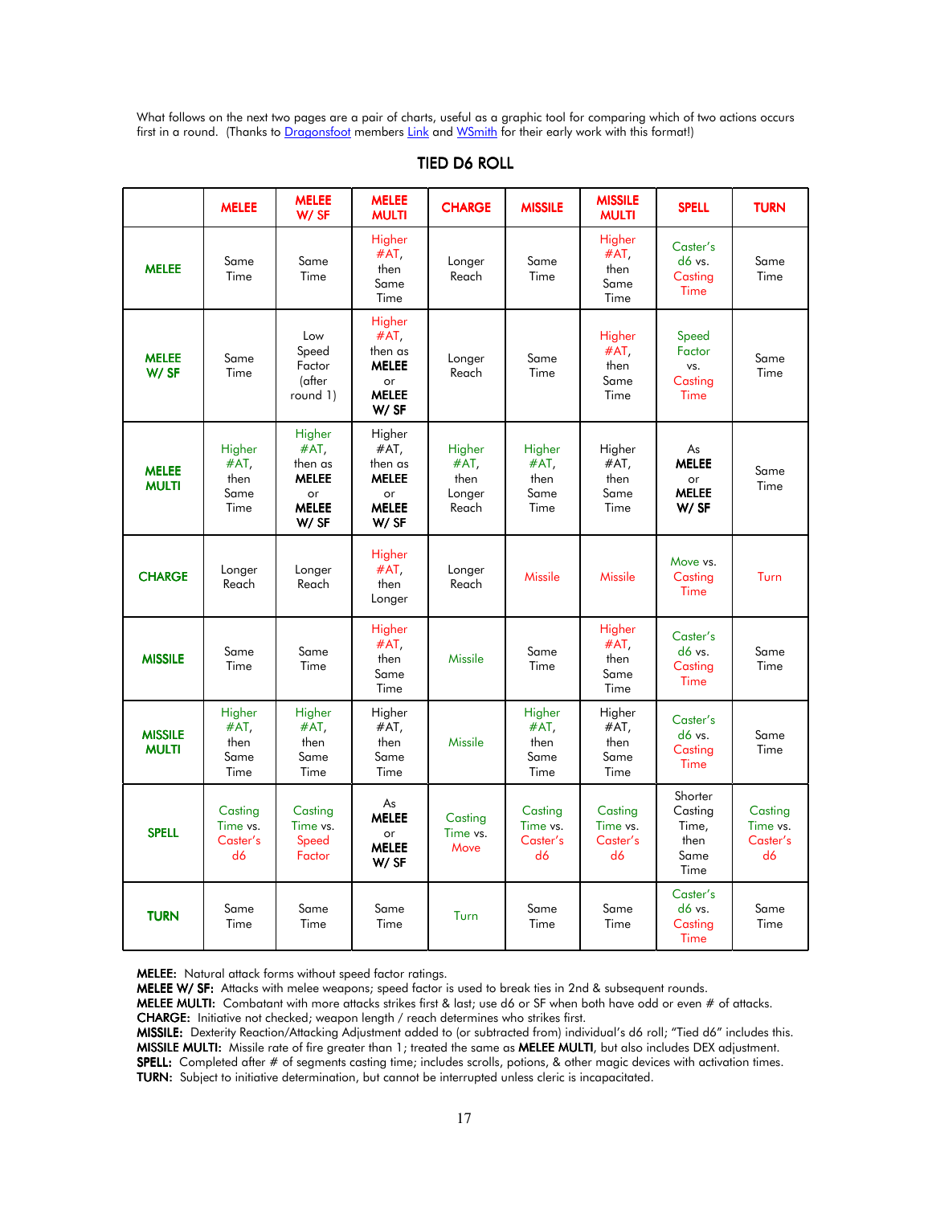What follows on the next two pages are a pair of charts, useful as a graphic tool for comparing which of two actions occurs first in a round. (Thanks to Dragonsfoot members Link and WSmith for their early work with this format!)

## TIED D6 ROLL

| | MELEE | MELEE W/ SF | MELEE MULTI | CHARGE | MISSILE | MISSILE MULTI | SPELL | TURN |
|---|---|---|---|---|---|---|---|---|
| **MELEE** | Same Time | Same Time | Higher #AT, then Same Time | Longer Reach | Same Time | Higher #AT, then Same Time | Caster's d6 vs. Casting Time | Same Time |
| **MELEE W/ SF** | Same Time | Low Speed Factor (after round 1) | Higher #AT, then as **MELEE** or **MELEE W/ SF** | Longer Reach | Same Time | Higher #AT, then Same Time | Speed Factor vs. Casting Time | Same Time |
| **MELEE MULTI** | Higher #AT, then Same Time | Higher #AT, then as **MELEE** or **MELEE W/ SF** | Higher #AT, then as **MELEE** or **MELEE W/ SF** | Higher #AT, then Longer Reach | Higher #AT, then Same Time | Higher #AT, then Same Time | As **MELEE** or **MELEE W/ SF** | Same Time |
| **CHARGE** | Longer Reach | Longer Reach | Higher #AT, then Longer | Longer Reach | Missile | Missile | Move vs. Casting Time | Turn |
| **MISSILE** | Same Time | Same Time | Higher #AT, then Same Time | Missile | Same Time | Higher #AT, then Same Time | Caster's d6 vs. Casting Time | Same Time |
| **MISSILE MULTI** | Higher #AT, then Same Time | Higher #AT, then Same Time | Higher #AT, then Same Time | Missile | Higher #AT, then Same Time | Higher #AT, then Same Time | Caster's d6 vs. Casting Time | Same Time |
| **SPELL** | Casting Time vs. Caster's d6 | Casting Time vs. Speed Factor | As **MELEE** or **MELEE W/ SF** | Casting Time vs. Move | Casting Time vs. Caster's d6 | Casting Time vs. Caster's d6 | Shorter Casting Time, then Same Time | Casting Time vs. Caster's d6 |
| **TURN** | Same Time | Same Time | Same Time | Turn | Same Time | Same Time | Caster's d6 vs. Casting Time | Same Time |

**MELEE:** Natural attack forms without speed factor ratings.
**MELEE W/ SF:** Attacks with melee weapons; speed factor is used to break ties in 2nd & subsequent rounds.
**MELEE MULTI:** Combatant with more attacks strikes first & last; use d6 or SF when both have odd or even # of attacks.
**CHARGE:** Initiative not checked; weapon length / reach determines who strikes first.
**MISSILE:** Dexterity Reaction/Attacking Adjustment added to (or subtracted from) individual's d6 roll; "Tied d6" includes this.
**MISSILE MULTI:** Missile rate of fire greater than 1; treated the same as **MELEE MULTI**, but also includes DEX adjustment.
**SPELL:** Completed after # of segments casting time; includes scrolls, potions, & other magic devices with activation times.
**TURN:** Subject to initiative determination, but cannot be interrupted unless cleric is incapacitated.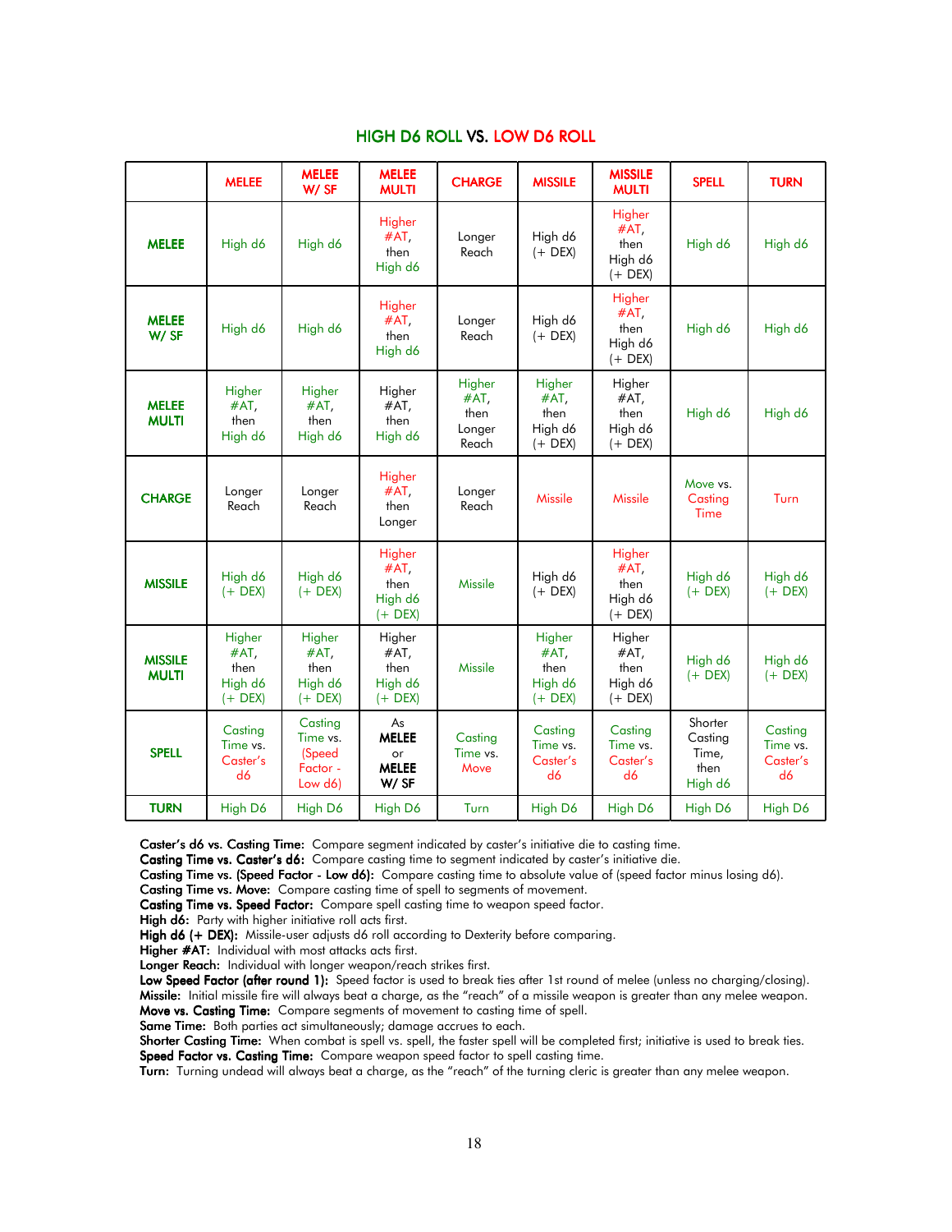## HIGH D6 ROLL VS. LOW D6 ROLL

| | MELEE | MELEE W/ SF | MELEE MULTI | CHARGE | MISSILE | MISSILE MULTI | SPELL | TURN |
|---|---|---|---|---|---|---|---|---|
| **MELEE** | High d6 | High d6 | Higher #AT, then High d6 | Longer Reach | High d6 (+ DEX) | Higher #AT, then High d6 (+ DEX) | High d6 | High d6 |
| **MELEE W/ SF** | High d6 | High d6 | Higher #AT, then High d6 | Longer Reach | High d6 (+ DEX) | Higher #AT, then High d6 (+ DEX) | High d6 | High d6 |
| **MELEE MULTI** | Higher #AT, then High d6 | Higher #AT, then High d6 | Higher #AT, then High d6 | Higher #AT, then Longer Reach | Higher #AT, then High d6 (+ DEX) | Higher #AT, then High d6 (+ DEX) | High d6 | High d6 |
| **CHARGE** | Longer Reach | Longer Reach | Higher #AT, then Longer | Longer Reach | Missile | Missile | Move vs. Casting Time | Turn |
| **MISSILE** | High d6 (+ DEX) | High d6 (+ DEX) | Higher #AT, then High d6 (+ DEX) | Missile | High d6 (+ DEX) | Higher #AT, then High d6 (+ DEX) | High d6 (+ DEX) | High d6 (+ DEX) |
| **MISSILE MULTI** | Higher #AT, then High d6 (+ DEX) | Higher #AT, then High d6 (+ DEX) | Higher #AT, then High d6 (+ DEX) | Missile | Higher #AT, then High d6 (+ DEX) | Higher #AT, then High d6 (+ DEX) | High d6 (+ DEX) | High d6 (+ DEX) |
| **SPELL** | Casting Time vs. Caster's d6 | Casting Time vs. (Speed Factor - Low d6) | As **MELEE** or **MELEE W/ SF** | Casting Time vs. Move | Casting Time vs. Caster's d6 | Casting Time vs. Caster's d6 | Shorter Casting Time, then High d6 | Casting Time vs. Caster's d6 |
| **TURN** | High D6 | High D6 | High D6 | Turn | High D6 | High D6 | High D6 | High D6 |

**Caster's d6 vs. Casting Time:** Compare segment indicated by caster's initiative die to casting time.
**Casting Time vs. Caster's d6:** Compare casting time to segment indicated by caster's initiative die.
**Casting Time vs. (Speed Factor - Low d6):** Compare casting time to absolute value of (speed factor minus losing d6).
**Casting Time vs. Move:** Compare casting time of spell to segments of movement.
**Casting Time vs. Speed Factor:** Compare spell casting time to weapon speed factor.
**High d6:** Party with higher initiative roll acts first.
**High d6 (+ DEX):** Missile-user adjusts d6 roll according to Dexterity before comparing.
**Higher #AT:** Individual with most attacks acts first.
**Longer Reach:** Individual with longer weapon/reach strikes first.
**Low Speed Factor (after round 1):** Speed factor is used to break ties after 1st round of melee (unless no charging/closing).
**Missile:** Initial missile fire will always beat a charge, as the "reach" of a missile weapon is greater than any melee weapon.
**Move vs. Casting Time:** Compare segments of movement to casting time of spell.
**Same Time:** Both parties act simultaneously; damage accrues to each.
**Shorter Casting Time:** When combat is spell vs. spell, the faster spell will be completed first; initiative is used to break ties.
**Speed Factor vs. Casting Time:** Compare weapon speed factor to spell casting time.
**Turn:** Turning undead will always beat a charge, as the "reach" of the turning cleric is greater than any melee weapon.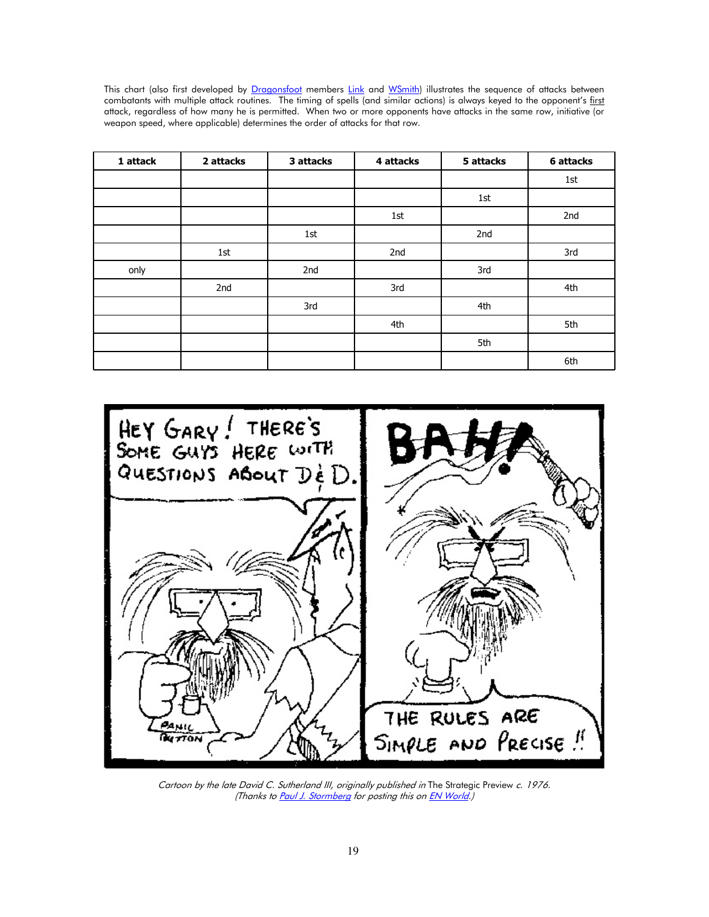This chart (also first developed by Dragonsfoot members Link and WSmith) illustrates the sequence of attacks between combatants with multiple attack routines. The timing of spells (and similar actions) is always keyed to the opponent's first attack, regardless of how many he is permitted. When two or more opponents have attacks in the same row, initiative (or weapon speed, where applicable) determines the order of attacks for that row.

| 1 attack | 2 attacks | 3 attacks | 4 attacks | 5 attacks | 6 attacks |
|---|---|---|---|---|---|
| | | | | | 1st |
| | | | | 1st | |
| | | | 1st | | 2nd |
| | | 1st | | 2nd | |
| | 1st | | 2nd | | 3rd |
| only | | 2nd | | 3rd | |
| | 2nd | | 3rd | | 4th |
| | | 3rd | | 4th | |
| | | | 4th | | 5th |
| | | | | 5th | |
| | | | | | 6th |

*Cartoon by the late David C. Sutherland III, originally published in* The Strategic Preview *c. 1976.*
*(Thanks to Paul J. Stormberg for posting this on EN World.)*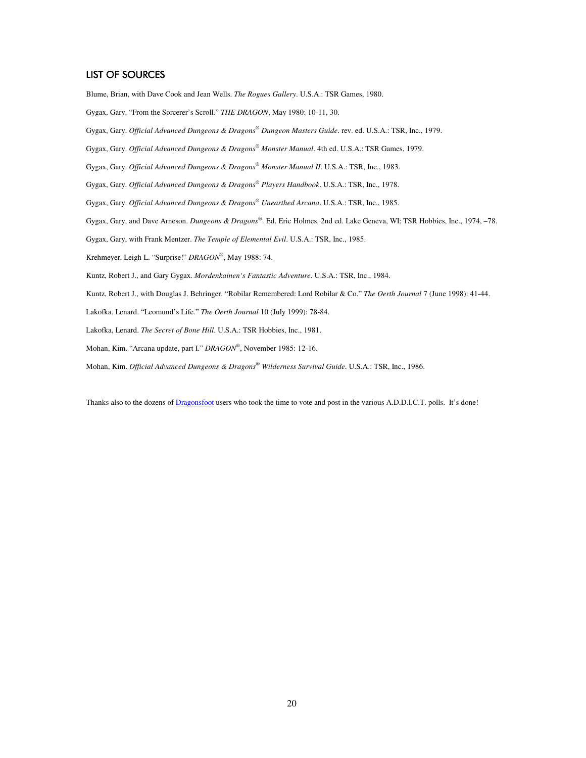## LIST OF SOURCES

Blume, Brian, with Dave Cook and Jean Wells. *The Rogues Gallery*. U.S.A.: TSR Games, 1980.

Gygax, Gary. "From the Sorcerer's Scroll." *THE DRAGON*, May 1980: 10-11, 30.

Gygax, Gary. *Official Advanced Dungeons & Dragons® Dungeon Masters Guide*. rev. ed. U.S.A.: TSR, Inc., 1979.

Gygax, Gary. *Official Advanced Dungeons & Dragons® Monster Manual*. 4th ed. U.S.A.: TSR Games, 1979.

Gygax, Gary. *Official Advanced Dungeons & Dragons® Monster Manual II*. U.S.A.: TSR, Inc., 1983.

Gygax, Gary. *Official Advanced Dungeons & Dragons® Players Handbook*. U.S.A.: TSR, Inc., 1978.

Gygax, Gary. *Official Advanced Dungeons & Dragons® Unearthed Arcana*. U.S.A.: TSR, Inc., 1985.

Gygax, Gary, and Dave Arneson. *Dungeons & Dragons®*. Ed. Eric Holmes. 2nd ed. Lake Geneva, WI: TSR Hobbies, Inc., 1974, –78.

Gygax, Gary, with Frank Mentzer. *The Temple of Elemental Evil*. U.S.A.: TSR, Inc., 1985.

Krehmeyer, Leigh L. "Surprise!" *DRAGON®*, May 1988: 74.

Kuntz, Robert J., and Gary Gygax. *Mordenkainen's Fantastic Adventure*. U.S.A.: TSR, Inc., 1984.

Kuntz, Robert J., with Douglas J. Behringer. "Robilar Remembered: Lord Robilar & Co." *The Oerth Journal* 7 (June 1998): 41-44.

Lakofka, Lenard. "Leomund's Life." *The Oerth Journal* 10 (July 1999): 78-84.

Lakofka, Lenard. *The Secret of Bone Hill*. U.S.A.: TSR Hobbies, Inc., 1981.

Mohan, Kim. "Arcana update, part I." *DRAGON®*, November 1985: 12-16.

Mohan, Kim. *Official Advanced Dungeons & Dragons® Wilderness Survival Guide*. U.S.A.: TSR, Inc., 1986.

Thanks also to the dozens of Dragonsfoot users who took the time to vote and post in the various A.D.D.I.C.T. polls. It's done!